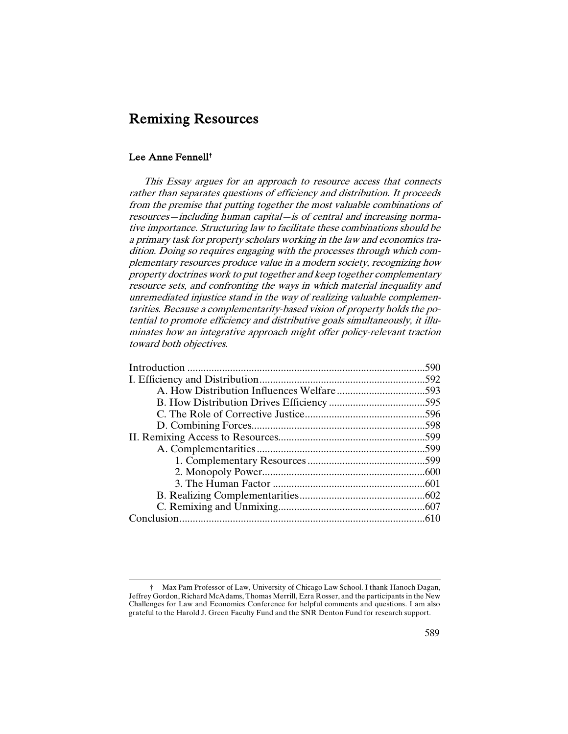# Remixing Resources

## Lee Anne Fennell†

*This Essay argues for an approach to resource access that connects rather than separates questions of efficiency and distribution. It proceeds from the premise that putting together the most valuable combinations of resources—including human capital—is of central and increasing normative importance. Structuring law to facilitate these combinations should be a primary task for property scholars working in the law and economics tradition. Doing so requires engaging with the processes through which complementary resources produce value in a modern society, recognizing how property doctrines work to put together and keep together complementary resource sets, and confronting the ways in which material inequality and unremediated injustice stand in the way of realizing valuable complementarities. Because a complementarity-based vision of property holds the potential to promote efficiency and distributive goals simultaneously, it illuminates how an integrative approach might offer policy-relevant traction toward both objectives.*

| | |
|---|---|
| Introduction | 590 |
| I. Efficiency and Distribution | 592 |
| A. How Distribution Influences Welfare | 593 |
| B. How Distribution Drives Efficiency | 595 |
| C. The Role of Corrective Justice | 596 |
| D. Combining Forces | 598 |
| II. Remixing Access to Resources | 599 |
| A. Complementarities | 599 |
| 1. Complementary Resources | 599 |
| 2. Monopoly Power | 600 |
| 3. The Human Factor | 601 |
| B. Realizing Complementarities | 602 |
| C. Remixing and Unmixing | 607 |
| Conclusion | 610 |

† Max Pam Professor of Law, University of Chicago Law School. I thank Hanoch Dagan, Jeffrey Gordon, Richard McAdams, Thomas Merrill, Ezra Rosser, and the participants in the New Challenges for Law and Economics Conference for helpful comments and questions. I am also grateful to the Harold J. Green Faculty Fund and the SNR Denton Fund for research support.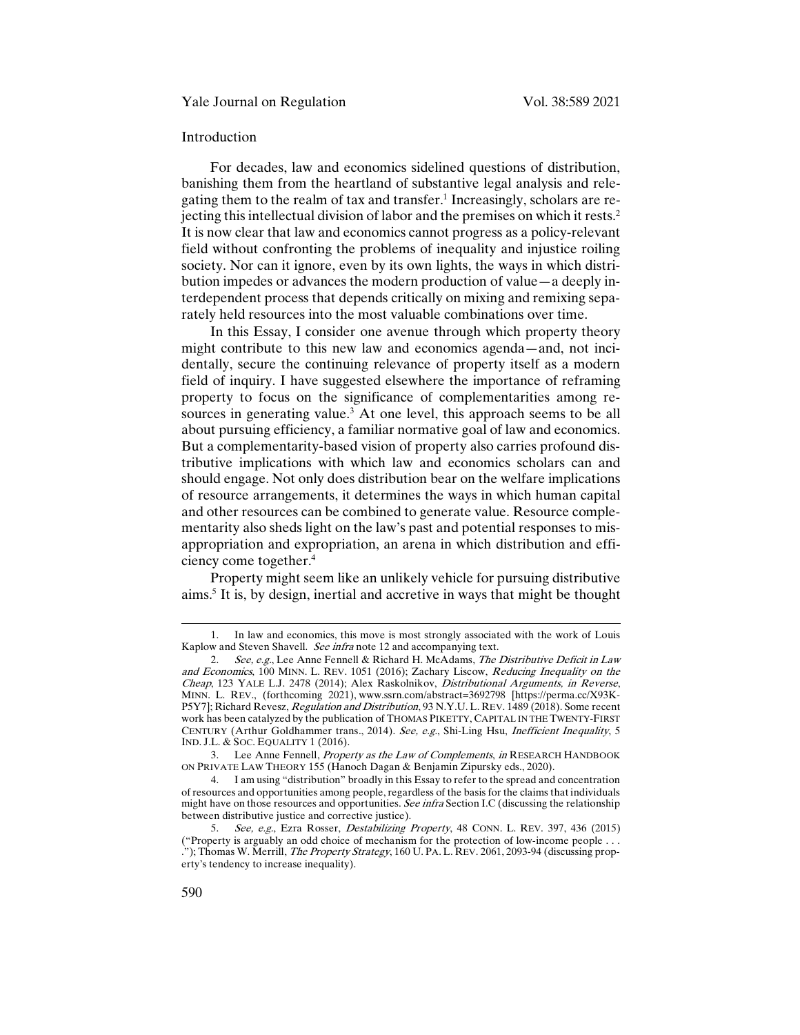## Introduction

For decades, law and economics sidelined questions of distribution, banishing them from the heartland of substantive legal analysis and relegating them to the realm of tax and transfer.[1] Increasingly, scholars are rejecting this intellectual division of labor and the premises on which it rests.[2] It is now clear that law and economics cannot progress as a policy-relevant field without confronting the problems of inequality and injustice roiling society. Nor can it ignore, even by its own lights, the ways in which distribution impedes or advances the modern production of value—a deeply interdependent process that depends critically on mixing and remixing separately held resources into the most valuable combinations over time.

In this Essay, I consider one avenue through which property theory might contribute to this new law and economics agenda—and, not incidentally, secure the continuing relevance of property itself as a modern field of inquiry. I have suggested elsewhere the importance of reframing property to focus on the significance of complementarities among resources in generating value.[3] At one level, this approach seems to be all about pursuing efficiency, a familiar normative goal of law and economics. But a complementarity-based vision of property also carries profound distributive implications with which law and economics scholars can and should engage. Not only does distribution bear on the welfare implications of resource arrangements, it determines the ways in which human capital and other resources can be combined to generate value. Resource complementarity also sheds light on the law's past and potential responses to misappropriation and expropriation, an arena in which distribution and efficiency come together.[4]

Property might seem like an unlikely vehicle for pursuing distributive aims.[5] It is, by design, inertial and accretive in ways that might be thought

---

1. In law and economics, this move is most strongly associated with the work of Louis Kaplow and Steven Shavell. *See infra* note 12 and accompanying text.

2. *See, e.g.*, Lee Anne Fennell & Richard H. McAdams, *The Distributive Deficit in Law and Economics*, 100 MINN. L. REV. 1051 (2016); Zachary Liscow, *Reducing Inequality on the Cheap*, 123 YALE L.J. 2478 (2014); Alex Raskolnikov, *Distributional Arguments, in Reverse*, MINN. L. REV., (forthcoming 2021), www.ssrn.com/abstract=3692798 [https://perma.cc/X93K-P5Y7]; Richard Revesz, *Regulation and Distribution*, 93 N.Y.U. L. REV. 1489 (2018). Some recent work has been catalyzed by the publication of THOMAS PIKETTY, CAPITAL IN THE TWENTY-FIRST CENTURY (Arthur Goldhammer trans., 2014). *See, e.g.*, Shi-Ling Hsu, *Inefficient Inequality*, 5 IND. J.L. & SOC. EQUALITY 1 (2016).

3. Lee Anne Fennell, *Property as the Law of Complements*, *in* RESEARCH HANDBOOK ON PRIVATE LAW THEORY 155 (Hanoch Dagan & Benjamin Zipursky eds., 2020).

4. I am using "distribution" broadly in this Essay to refer to the spread and concentration of resources and opportunities among people, regardless of the basis for the claims that individuals might have on those resources and opportunities. *See infra* Section I.C (discussing the relationship between distributive justice and corrective justice).

5. *See, e.g.*, Ezra Rosser, *Destabilizing Property*, 48 CONN. L. REV. 397, 436 (2015) ("Property is arguably an odd choice of mechanism for the protection of low-income people . . . ."); Thomas W. Merrill, *The Property Strategy*, 160 U. PA. L. REV. 2061, 2093-94 (discussing property's tendency to increase inequality).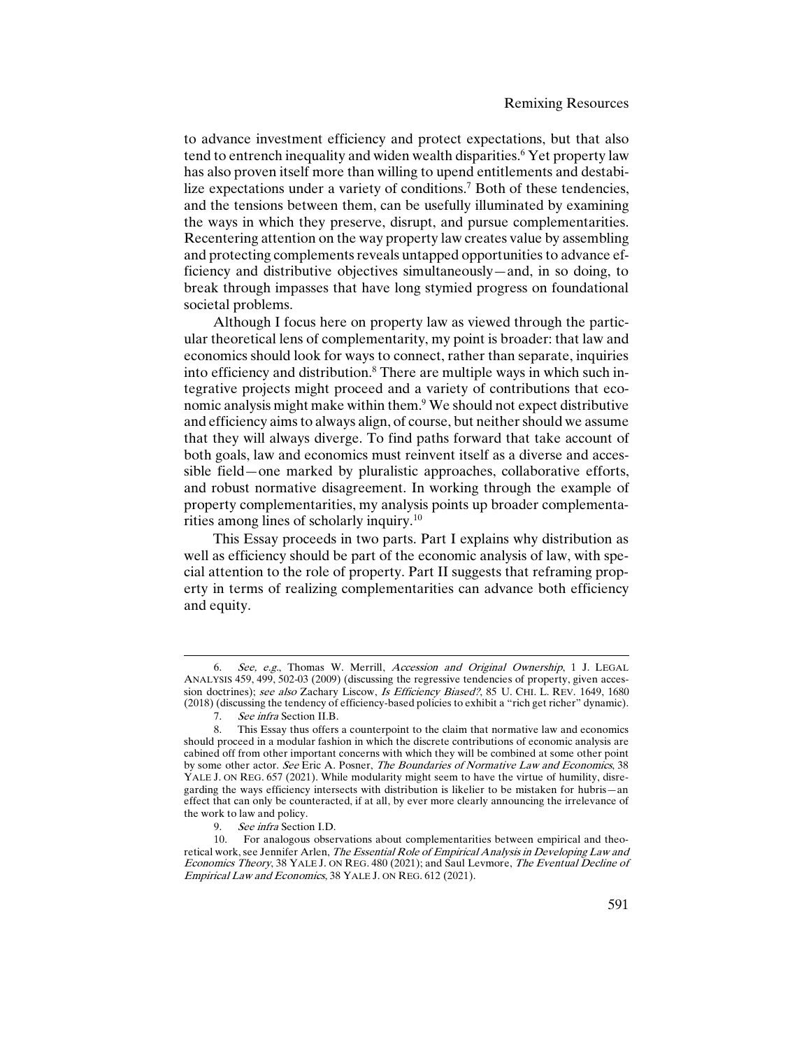to advance investment efficiency and protect expectations, but that also tend to entrench inequality and widen wealth disparities.[6] Yet property law has also proven itself more than willing to upend entitlements and destabilize expectations under a variety of conditions.[7] Both of these tendencies, and the tensions between them, can be usefully illuminated by examining the ways in which they preserve, disrupt, and pursue complementarities. Recentering attention on the way property law creates value by assembling and protecting complements reveals untapped opportunities to advance efficiency and distributive objectives simultaneously—and, in so doing, to break through impasses that have long stymied progress on foundational societal problems.

Although I focus here on property law as viewed through the particular theoretical lens of complementarity, my point is broader: that law and economics should look for ways to connect, rather than separate, inquiries into efficiency and distribution.[8] There are multiple ways in which such integrative projects might proceed and a variety of contributions that economic analysis might make within them.[9] We should not expect distributive and efficiency aims to always align, of course, but neither should we assume that they will always diverge. To find paths forward that take account of both goals, law and economics must reinvent itself as a diverse and accessible field—one marked by pluralistic approaches, collaborative efforts, and robust normative disagreement. In working through the example of property complementarities, my analysis points up broader complementarities among lines of scholarly inquiry.[10]

This Essay proceeds in two parts. Part I explains why distribution as well as efficiency should be part of the economic analysis of law, with special attention to the role of property. Part II suggests that reframing property in terms of realizing complementarities can advance both efficiency and equity.

---

6. *See, e.g.*, Thomas W. Merrill, *Accession and Original Ownership*, 1 J. LEGAL ANALYSIS 459, 499, 502-03 (2009) (discussing the regressive tendencies of property, given accession doctrines); *see also* Zachary Liscow, *Is Efficiency Biased?*, 85 U. CHI. L. REV. 1649, 1680 (2018) (discussing the tendency of efficiency-based policies to exhibit a "rich get richer" dynamic).

7. *See infra* Section II.B.

8. This Essay thus offers a counterpoint to the claim that normative law and economics should proceed in a modular fashion in which the discrete contributions of economic analysis are cabined off from other important concerns with which they will be combined at some other point by some other actor. *See* Eric A. Posner, *The Boundaries of Normative Law and Economics*, 38 YALE J. ON REG. 657 (2021). While modularity might seem to have the virtue of humility, disregarding the ways efficiency intersects with distribution is likelier to be mistaken for hubris—an effect that can only be counteracted, if at all, by ever more clearly announcing the irrelevance of the work to law and policy.

9. *See infra* Section I.D.

10. For analogous observations about complementarities between empirical and theoretical work, see Jennifer Arlen, *The Essential Role of Empirical Analysis in Developing Law and Economics Theory*, 38 YALE J. ON REG. 480 (2021); and Saul Levmore, *The Eventual Decline of Empirical Law and Economics*, 38 YALE J. ON REG. 612 (2021).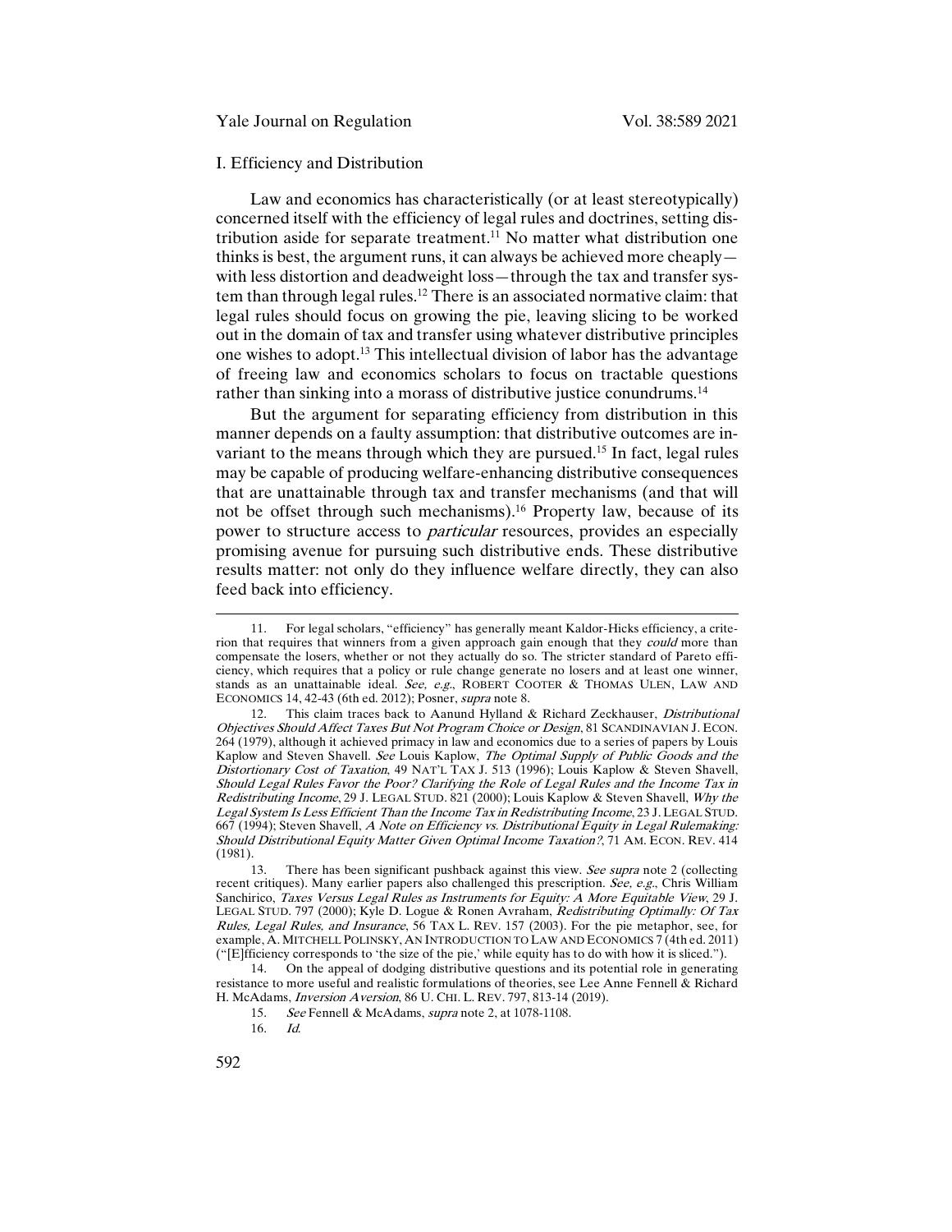## I. Efficiency and Distribution

Law and economics has characteristically (or at least stereotypically) concerned itself with the efficiency of legal rules and doctrines, setting distribution aside for separate treatment.[11] No matter what distribution one thinks is best, the argument runs, it can always be achieved more cheaply—with less distortion and deadweight loss—through the tax and transfer system than through legal rules.[12] There is an associated normative claim: that legal rules should focus on growing the pie, leaving slicing to be worked out in the domain of tax and transfer using whatever distributive principles one wishes to adopt.[13] This intellectual division of labor has the advantage of freeing law and economics scholars to focus on tractable questions rather than sinking into a morass of distributive justice conundrums.[14]

But the argument for separating efficiency from distribution in this manner depends on a faulty assumption: that distributive outcomes are invariant to the means through which they are pursued.[15] In fact, legal rules may be capable of producing welfare-enhancing distributive consequences that are unattainable through tax and transfer mechanisms (and that will not be offset through such mechanisms).[16] Property law, because of its power to structure access to *particular* resources, provides an especially promising avenue for pursuing such distributive ends. These distributive results matter: not only do they influence welfare directly, they can also feed back into efficiency.

---

11. For legal scholars, "efficiency" has generally meant Kaldor-Hicks efficiency, a criterion that requires that winners from a given approach gain enough that they *could* more than compensate the losers, whether or not they actually do so. The stricter standard of Pareto efficiency, which requires that a policy or rule change generate no losers and at least one winner, stands as an unattainable ideal. *See, e.g.*, ROBERT COOTER & THOMAS ULEN, LAW AND ECONOMICS 14, 42-43 (6th ed. 2012); Posner, *supra* note 8.

12. This claim traces back to Aanund Hylland & Richard Zeckhauser, *Distributional Objectives Should Affect Taxes But Not Program Choice or Design*, 81 SCANDINAVIAN J. ECON. 264 (1979), although it achieved primacy in law and economics due to a series of papers by Louis Kaplow and Steven Shavell. *See* Louis Kaplow, *The Optimal Supply of Public Goods and the Distortionary Cost of Taxation*, 49 NAT'L TAX J. 513 (1996); Louis Kaplow & Steven Shavell, *Should Legal Rules Favor the Poor? Clarifying the Role of Legal Rules and the Income Tax in Redistributing Income*, 29 J. LEGAL STUD. 821 (2000); Louis Kaplow & Steven Shavell, *Why the Legal System Is Less Efficient Than the Income Tax in Redistributing Income*, 23 J. LEGAL STUD. 667 (1994); Steven Shavell, *A Note on Efficiency vs. Distributional Equity in Legal Rulemaking: Should Distributional Equity Matter Given Optimal Income Taxation?*, 71 AM. ECON. REV. 414 (1981).

13. There has been significant pushback against this view. *See supra* note 2 (collecting recent critiques). Many earlier papers also challenged this prescription. *See, e.g.*, Chris William Sanchirico, *Taxes Versus Legal Rules as Instruments for Equity: A More Equitable View*, 29 J. LEGAL STUD. 797 (2000); Kyle D. Logue & Ronen Avraham, *Redistributing Optimally: Of Tax Rules, Legal Rules, and Insurance*, 56 TAX L. REV. 157 (2003). For the pie metaphor, see, for example, A. MITCHELL POLINSKY, AN INTRODUCTION TO LAW AND ECONOMICS 7 (4th ed. 2011) ("[E]fficiency corresponds to 'the size of the pie,' while equity has to do with how it is sliced.").

14. On the appeal of dodging distributive questions and its potential role in generating resistance to more useful and realistic formulations of theories, see Lee Anne Fennell & Richard H. McAdams, *Inversion Aversion*, 86 U. CHI. L. REV. 797, 813-14 (2019).

15. *See* Fennell & McAdams, *supra* note 2, at 1078-1108.

16. *Id.*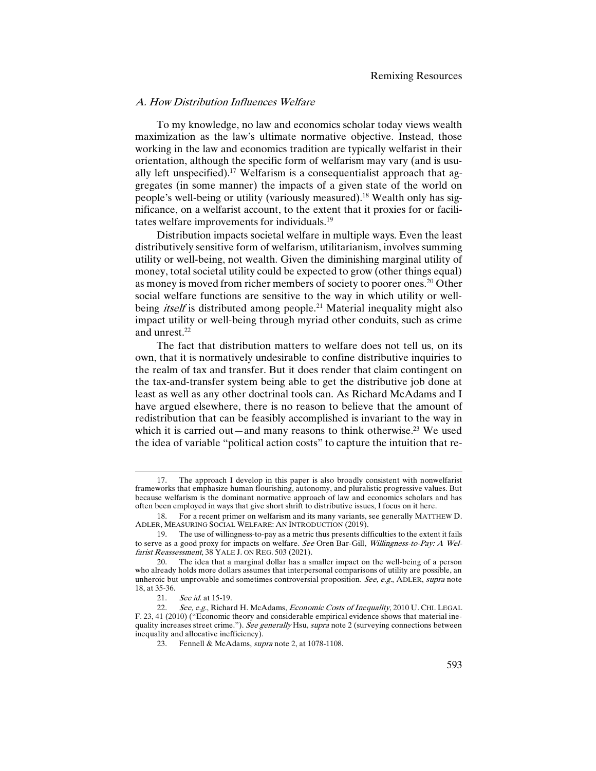### *A. How Distribution Influences Welfare*

To my knowledge, no law and economics scholar today views wealth maximization as the law's ultimate normative objective. Instead, those working in the law and economics tradition are typically welfarist in their orientation, although the specific form of welfarism may vary (and is usually left unspecified).[17] Welfarism is a consequentialist approach that aggregates (in some manner) the impacts of a given state of the world on people's well-being or utility (variously measured).[18] Wealth only has significance, on a welfarist account, to the extent that it proxies for or facilitates welfare improvements for individuals.[19]

Distribution impacts societal welfare in multiple ways. Even the least distributively sensitive form of welfarism, utilitarianism, involves summing utility or well-being, not wealth. Given the diminishing marginal utility of money, total societal utility could be expected to grow (other things equal) as money is moved from richer members of society to poorer ones.[20] Other social welfare functions are sensitive to the way in which utility or well-being *itself* is distributed among people.[21] Material inequality might also impact utility or well-being through myriad other conduits, such as crime and unrest.[22]

The fact that distribution matters to welfare does not tell us, on its own, that it is normatively undesirable to confine distributive inquiries to the realm of tax and transfer. But it does render that claim contingent on the tax-and-transfer system being able to get the distributive job done at least as well as any other doctrinal tools can. As Richard McAdams and I have argued elsewhere, there is no reason to believe that the amount of redistribution that can be feasibly accomplished is invariant to the way in which it is carried out—and many reasons to think otherwise.[23] We used the idea of variable "political action costs" to capture the intuition that re-

---

17. The approach I develop in this paper is also broadly consistent with nonwelfarist frameworks that emphasize human flourishing, autonomy, and pluralistic progressive values. But because welfarism is the dominant normative approach of law and economics scholars and has often been employed in ways that give short shrift to distributive issues, I focus on it here.

18. For a recent primer on welfarism and its many variants, see generally MATTHEW D. ADLER, MEASURING SOCIAL WELFARE: AN INTRODUCTION (2019).

19. The use of willingness-to-pay as a metric thus presents difficulties to the extent it fails to serve as a good proxy for impacts on welfare. *See* Oren Bar-Gill, *Willingness-to-Pay: A Welfarist Reassessment*, 38 YALE J. ON REG. 503 (2021).

20. The idea that a marginal dollar has a smaller impact on the well-being of a person who already holds more dollars assumes that interpersonal comparisons of utility are possible, an unheroic but unprovable and sometimes controversial proposition. *See, e.g.*, ADLER, *supra* note 18, at 35-36.

21. *See id.* at 15-19.

22. *See, e.g.*, Richard H. McAdams, *Economic Costs of Inequality*, 2010 U. CHI. LEGAL F. 23, 41 (2010) ("Economic theory and considerable empirical evidence shows that material inequality increases street crime."). *See generally* Hsu, *supra* note 2 (surveying connections between inequality and allocative inefficiency).

23. Fennell & McAdams, *supra* note 2, at 1078-1108.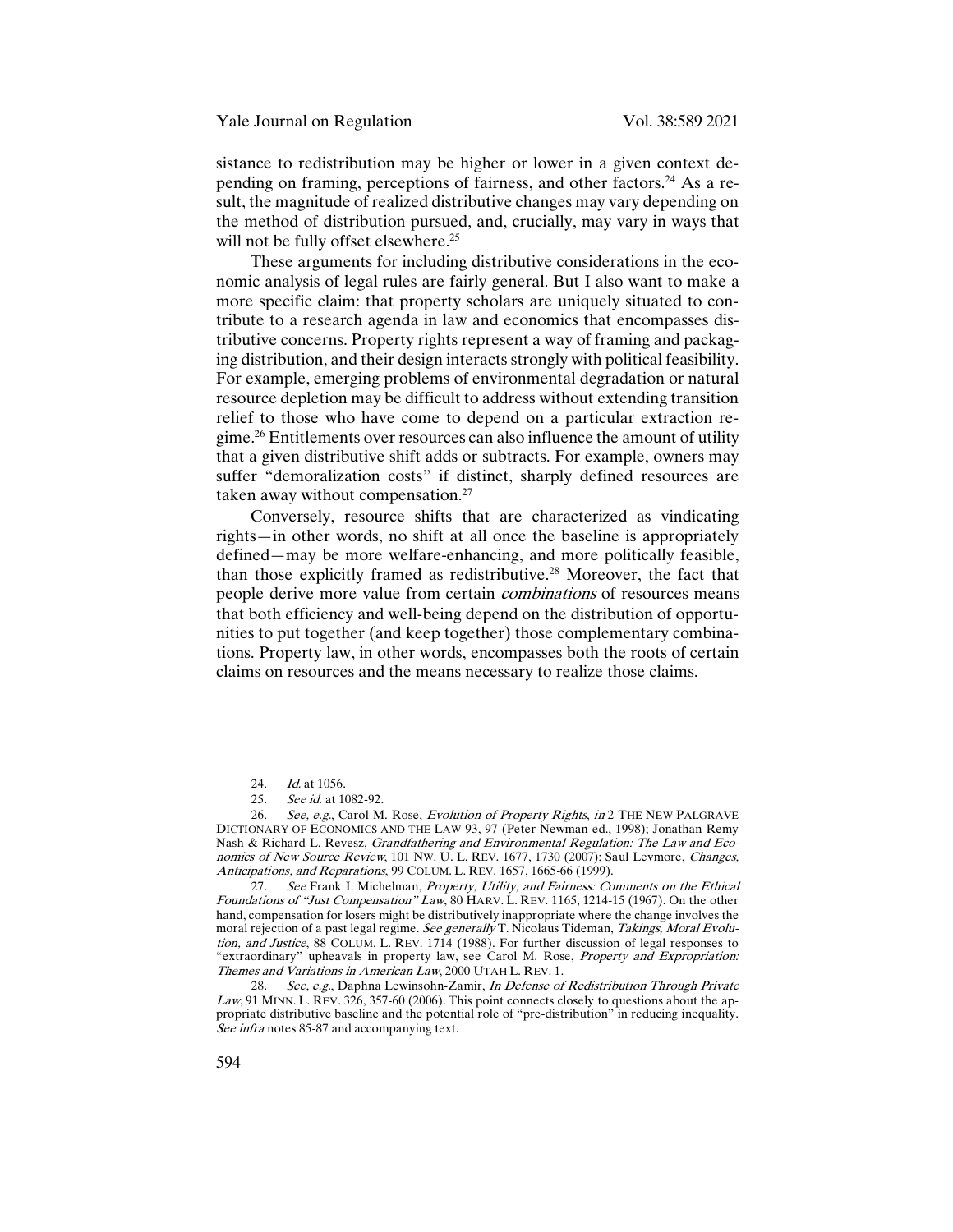sistance to redistribution may be higher or lower in a given context depending on framing, perceptions of fairness, and other factors.[24] As a result, the magnitude of realized distributive changes may vary depending on the method of distribution pursued, and, crucially, may vary in ways that will not be fully offset elsewhere.[25]

These arguments for including distributive considerations in the economic analysis of legal rules are fairly general. But I also want to make a more specific claim: that property scholars are uniquely situated to contribute to a research agenda in law and economics that encompasses distributive concerns. Property rights represent a way of framing and packaging distribution, and their design interacts strongly with political feasibility. For example, emerging problems of environmental degradation or natural resource depletion may be difficult to address without extending transition relief to those who have come to depend on a particular extraction regime.[26] Entitlements over resources can also influence the amount of utility that a given distributive shift adds or subtracts. For example, owners may suffer "demoralization costs" if distinct, sharply defined resources are taken away without compensation.[27]

Conversely, resource shifts that are characterized as vindicating rights—in other words, no shift at all once the baseline is appropriately defined—may be more welfare-enhancing, and more politically feasible, than those explicitly framed as redistributive.[28] Moreover, the fact that people derive more value from certain *combinations* of resources means that both efficiency and well-being depend on the distribution of opportunities to put together (and keep together) those complementary combinations. Property law, in other words, encompasses both the roots of certain claims on resources and the means necessary to realize those claims.

---

24. *Id.* at 1056.

25. *See id.* at 1082-92.

26. *See, e.g.*, Carol M. Rose, *Evolution of Property Rights*, *in* 2 THE NEW PALGRAVE DICTIONARY OF ECONOMICS AND THE LAW 93, 97 (Peter Newman ed., 1998); Jonathan Remy Nash & Richard L. Revesz, *Grandfathering and Environmental Regulation: The Law and Economics of New Source Review*, 101 NW. U. L. REV. 1677, 1730 (2007); Saul Levmore, *Changes, Anticipations, and Reparations*, 99 COLUM. L. REV. 1657, 1665-66 (1999).

27. *See* Frank I. Michelman, *Property, Utility, and Fairness: Comments on the Ethical Foundations of "Just Compensation" Law*, 80 HARV. L. REV. 1165, 1214-15 (1967). On the other hand, compensation for losers might be distributively inappropriate where the change involves the moral rejection of a past legal regime. *See generally* T. Nicolaus Tideman, *Takings, Moral Evolution, and Justice*, 88 COLUM. L. REV. 1714 (1988). For further discussion of legal responses to "extraordinary" upheavals in property law, see Carol M. Rose, *Property and Expropriation: Themes and Variations in American Law*, 2000 UTAH L. REV. 1.

28. *See, e.g.*, Daphna Lewinsohn-Zamir, *In Defense of Redistribution Through Private Law*, 91 MINN. L. REV. 326, 357-60 (2006). This point connects closely to questions about the appropriate distributive baseline and the potential role of "pre-distribution" in reducing inequality. *See infra* notes 85-87 and accompanying text.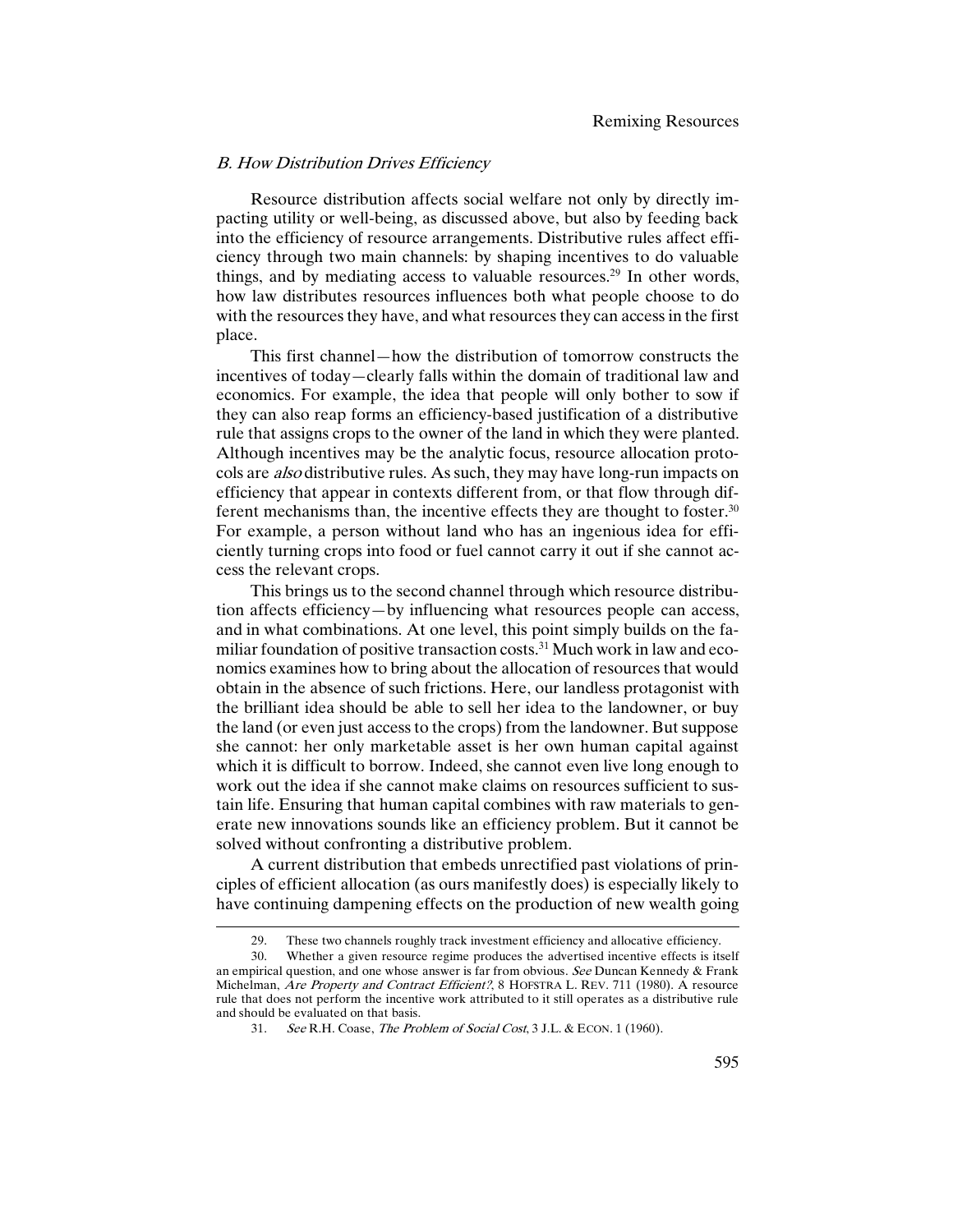### *B. How Distribution Drives Efficiency*

Resource distribution affects social welfare not only by directly impacting utility or well-being, as discussed above, but also by feeding back into the efficiency of resource arrangements. Distributive rules affect efficiency through two main channels: by shaping incentives to do valuable things, and by mediating access to valuable resources.[29] In other words, how law distributes resources influences both what people choose to do with the resources they have, and what resources they can access in the first place.

This first channel—how the distribution of tomorrow constructs the incentives of today—clearly falls within the domain of traditional law and economics. For example, the idea that people will only bother to sow if they can also reap forms an efficiency-based justification of a distributive rule that assigns crops to the owner of the land in which they were planted. Although incentives may be the analytic focus, resource allocation protocols are *also* distributive rules. As such, they may have long-run impacts on efficiency that appear in contexts different from, or that flow through different mechanisms than, the incentive effects they are thought to foster.[30] For example, a person without land who has an ingenious idea for efficiently turning crops into food or fuel cannot carry it out if she cannot access the relevant crops.

This brings us to the second channel through which resource distribution affects efficiency—by influencing what resources people can access, and in what combinations. At one level, this point simply builds on the familiar foundation of positive transaction costs.[31] Much work in law and economics examines how to bring about the allocation of resources that would obtain in the absence of such frictions. Here, our landless protagonist with the brilliant idea should be able to sell her idea to the landowner, or buy the land (or even just access to the crops) from the landowner. But suppose she cannot: her only marketable asset is her own human capital against which it is difficult to borrow. Indeed, she cannot even live long enough to work out the idea if she cannot make claims on resources sufficient to sustain life. Ensuring that human capital combines with raw materials to generate new innovations sounds like an efficiency problem. But it cannot be solved without confronting a distributive problem.

A current distribution that embeds unrectified past violations of principles of efficient allocation (as ours manifestly does) is especially likely to have continuing dampening effects on the production of new wealth going

---

29. These two channels roughly track investment efficiency and allocative efficiency.

30. Whether a given resource regime produces the advertised incentive effects is itself an empirical question, and one whose answer is far from obvious. *See* Duncan Kennedy & Frank Michelman, *Are Property and Contract Efficient?*, 8 HOFSTRA L. REV. 711 (1980). A resource rule that does not perform the incentive work attributed to it still operates as a distributive rule and should be evaluated on that basis.

31. *See* R.H. Coase, *The Problem of Social Cost*, 3 J.L. & ECON. 1 (1960).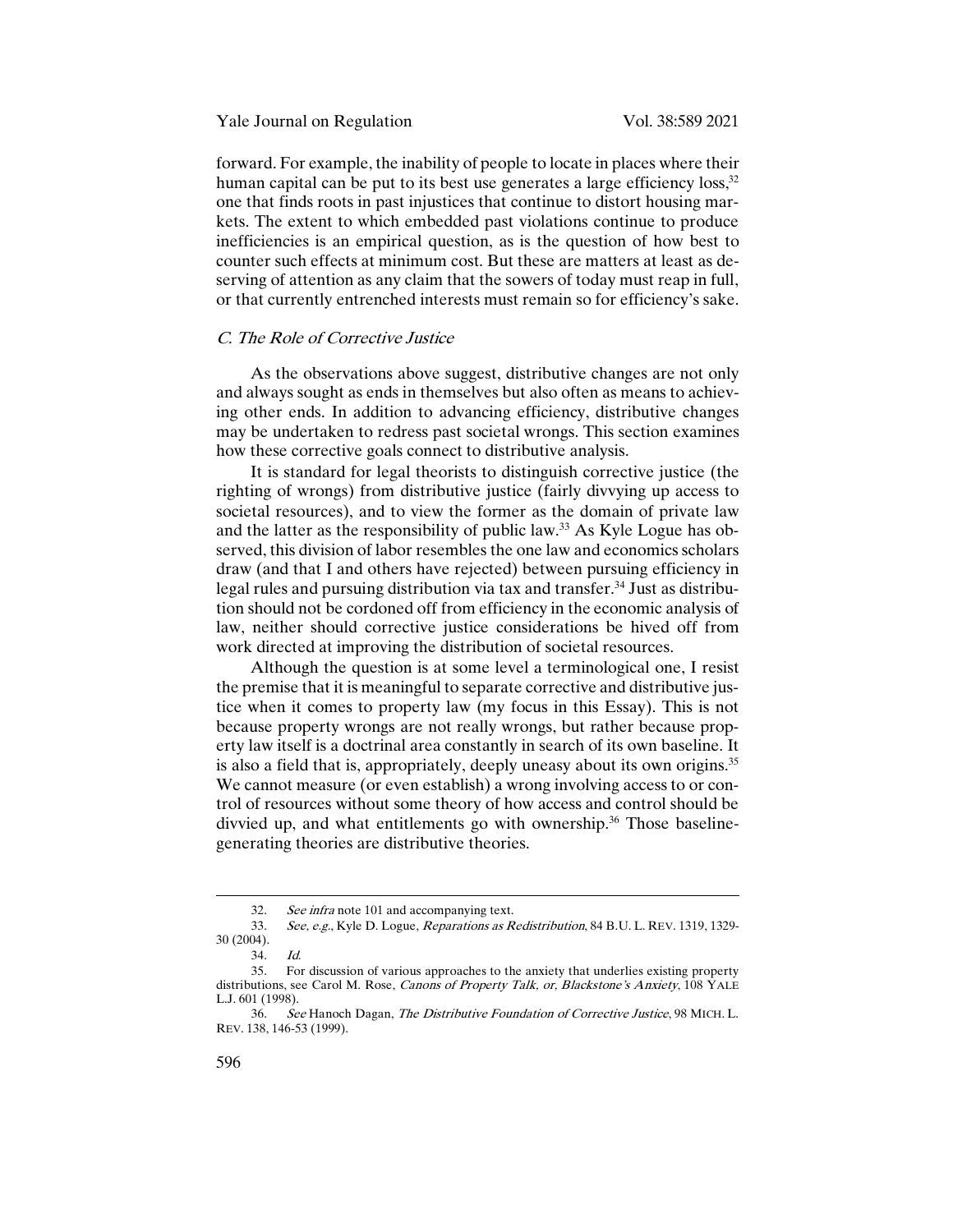forward. For example, the inability of people to locate in places where their human capital can be put to its best use generates a large efficiency loss,[32] one that finds roots in past injustices that continue to distort housing markets. The extent to which embedded past violations continue to produce inefficiencies is an empirical question, as is the question of how best to counter such effects at minimum cost. But these are matters at least as deserving of attention as any claim that the sowers of today must reap in full, or that currently entrenched interests must remain so for efficiency's sake.

### *C. The Role of Corrective Justice*

As the observations above suggest, distributive changes are not only and always sought as ends in themselves but also often as means to achieving other ends. In addition to advancing efficiency, distributive changes may be undertaken to redress past societal wrongs. This section examines how these corrective goals connect to distributive analysis.

It is standard for legal theorists to distinguish corrective justice (the righting of wrongs) from distributive justice (fairly divvying up access to societal resources), and to view the former as the domain of private law and the latter as the responsibility of public law.[33] As Kyle Logue has observed, this division of labor resembles the one law and economics scholars draw (and that I and others have rejected) between pursuing efficiency in legal rules and pursuing distribution via tax and transfer.[34] Just as distribution should not be cordoned off from efficiency in the economic analysis of law, neither should corrective justice considerations be hived off from work directed at improving the distribution of societal resources.

Although the question is at some level a terminological one, I resist the premise that it is meaningful to separate corrective and distributive justice when it comes to property law (my focus in this Essay). This is not because property wrongs are not really wrongs, but rather because property law itself is a doctrinal area constantly in search of its own baseline. It is also a field that is, appropriately, deeply uneasy about its own origins.[35] We cannot measure (or even establish) a wrong involving access to or control of resources without some theory of how access and control should be divvied up, and what entitlements go with ownership.[36] Those baseline-generating theories are distributive theories.

---

32. *See infra* note 101 and accompanying text.

33. *See, e.g.*, Kyle D. Logue, *Reparations as Redistribution*, 84 B.U. L. REV. 1319, 1329-30 (2004).

34. *Id.*

35. For discussion of various approaches to the anxiety that underlies existing property distributions, see Carol M. Rose, *Canons of Property Talk, or, Blackstone's Anxiety*, 108 YALE L.J. 601 (1998).

36. *See* Hanoch Dagan, *The Distributive Foundation of Corrective Justice*, 98 MICH. L. REV. 138, 146-53 (1999).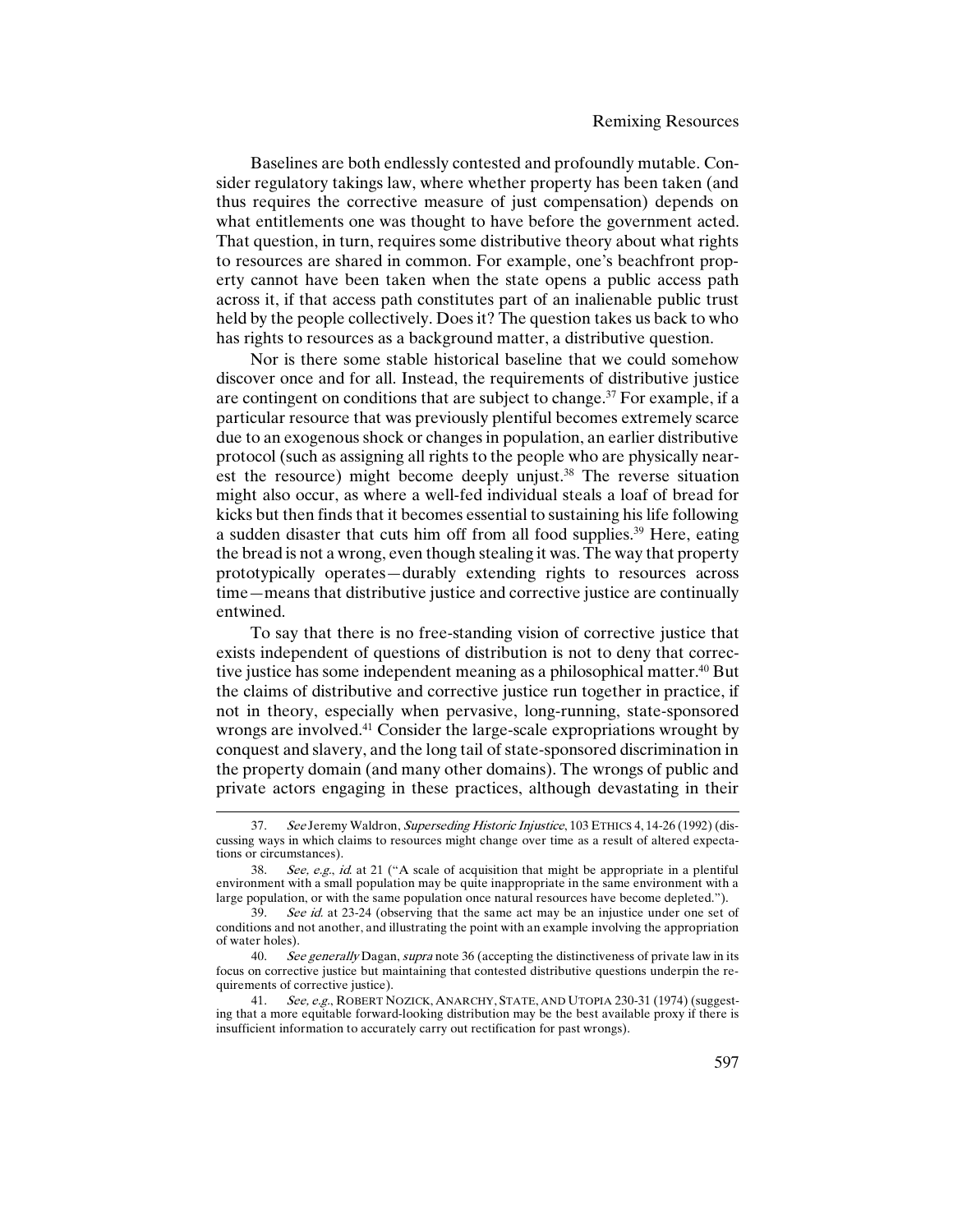Baselines are both endlessly contested and profoundly mutable. Consider regulatory takings law, where whether property has been taken (and thus requires the corrective measure of just compensation) depends on what entitlements one was thought to have before the government acted. That question, in turn, requires some distributive theory about what rights to resources are shared in common. For example, one's beachfront property cannot have been taken when the state opens a public access path across it, if that access path constitutes part of an inalienable public trust held by the people collectively. Does it? The question takes us back to who has rights to resources as a background matter, a distributive question.

Nor is there some stable historical baseline that we could somehow discover once and for all. Instead, the requirements of distributive justice are contingent on conditions that are subject to change.[37] For example, if a particular resource that was previously plentiful becomes extremely scarce due to an exogenous shock or changes in population, an earlier distributive protocol (such as assigning all rights to the people who are physically nearest the resource) might become deeply unjust.[38] The reverse situation might also occur, as where a well-fed individual steals a loaf of bread for kicks but then finds that it becomes essential to sustaining his life following a sudden disaster that cuts him off from all food supplies.[39] Here, eating the bread is not a wrong, even though stealing it was. The way that property prototypically operates—durably extending rights to resources across time—means that distributive justice and corrective justice are continually entwined.

To say that there is no free-standing vision of corrective justice that exists independent of questions of distribution is not to deny that corrective justice has some independent meaning as a philosophical matter.[40] But the claims of distributive and corrective justice run together in practice, if not in theory, especially when pervasive, long-running, state-sponsored wrongs are involved.[41] Consider the large-scale expropriations wrought by conquest and slavery, and the long tail of state-sponsored discrimination in the property domain (and many other domains). The wrongs of public and private actors engaging in these practices, although devastating in their

---

37. *See* Jeremy Waldron, *Superseding Historic Injustice*, 103 ETHICS 4, 14-26 (1992) (discussing ways in which claims to resources might change over time as a result of altered expectations or circumstances).

38. *See, e.g.*, *id.* at 21 ("A scale of acquisition that might be appropriate in a plentiful environment with a small population may be quite inappropriate in the same environment with a large population, or with the same population once natural resources have become depleted.").

39. *See id.* at 23-24 (observing that the same act may be an injustice under one set of conditions and not another, and illustrating the point with an example involving the appropriation of water holes).

40. *See generally* Dagan, *supra* note 36 (accepting the distinctiveness of private law in its focus on corrective justice but maintaining that contested distributive questions underpin the requirements of corrective justice).

41. *See, e.g.*, ROBERT NOZICK, ANARCHY, STATE, AND UTOPIA 230-31 (1974) (suggesting that a more equitable forward-looking distribution may be the best available proxy if there is insufficient information to accurately carry out rectification for past wrongs).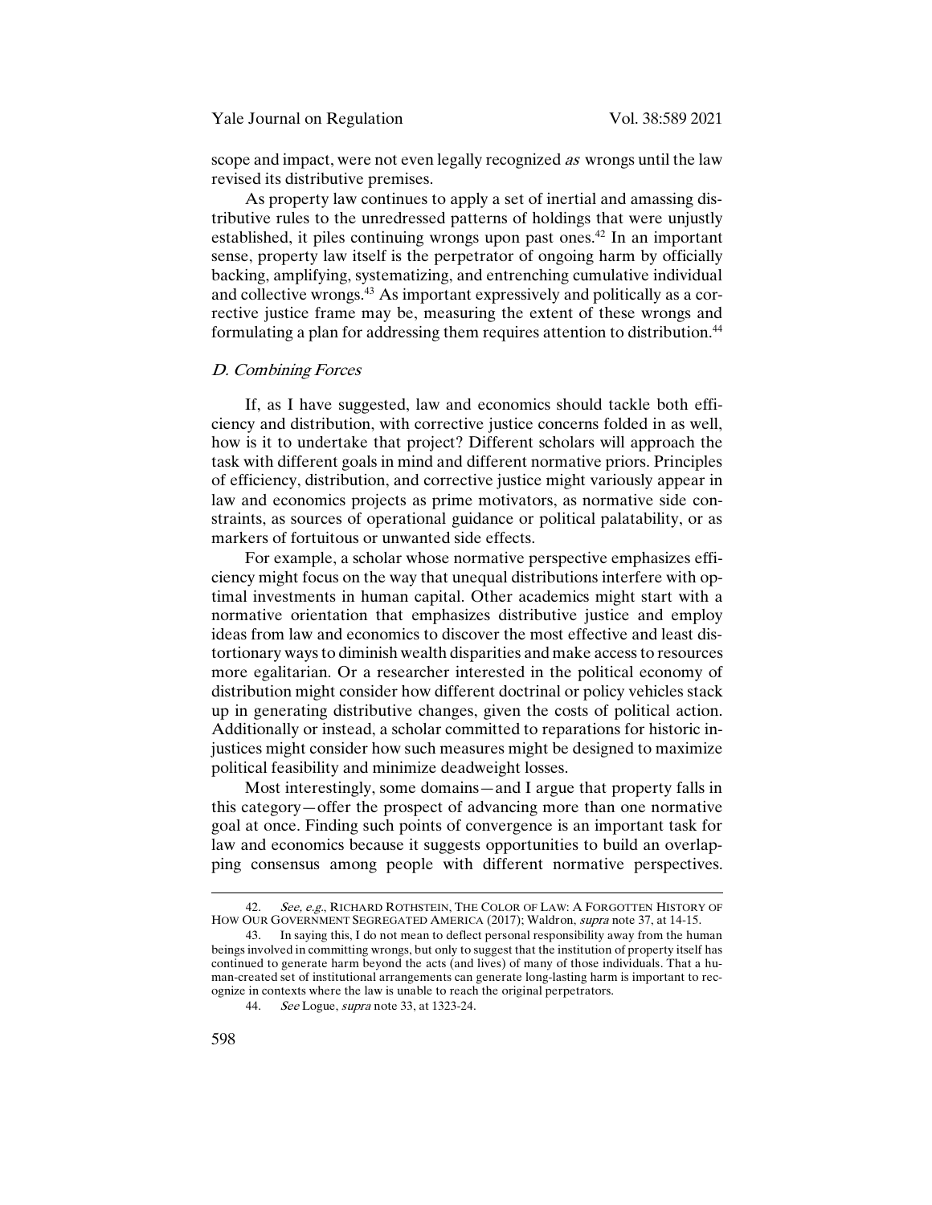scope and impact, were not even legally recognized *as* wrongs until the law revised its distributive premises.

As property law continues to apply a set of inertial and amassing distributive rules to the unredressed patterns of holdings that were unjustly established, it piles continuing wrongs upon past ones.[42] In an important sense, property law itself is the perpetrator of ongoing harm by officially backing, amplifying, systematizing, and entrenching cumulative individual and collective wrongs.[43] As important expressively and politically as a corrective justice frame may be, measuring the extent of these wrongs and formulating a plan for addressing them requires attention to distribution.[44]

### *D. Combining Forces*

If, as I have suggested, law and economics should tackle both efficiency and distribution, with corrective justice concerns folded in as well, how is it to undertake that project? Different scholars will approach the task with different goals in mind and different normative priors. Principles of efficiency, distribution, and corrective justice might variously appear in law and economics projects as prime motivators, as normative side constraints, as sources of operational guidance or political palatability, or as markers of fortuitous or unwanted side effects.

For example, a scholar whose normative perspective emphasizes efficiency might focus on the way that unequal distributions interfere with optimal investments in human capital. Other academics might start with a normative orientation that emphasizes distributive justice and employ ideas from law and economics to discover the most effective and least distortionary ways to diminish wealth disparities and make access to resources more egalitarian. Or a researcher interested in the political economy of distribution might consider how different doctrinal or policy vehicles stack up in generating distributive changes, given the costs of political action. Additionally or instead, a scholar committed to reparations for historic injustices might consider how such measures might be designed to maximize political feasibility and minimize deadweight losses.

Most interestingly, some domains—and I argue that property falls in this category—offer the prospect of advancing more than one normative goal at once. Finding such points of convergence is an important task for law and economics because it suggests opportunities to build an overlapping consensus among people with different normative perspectives.

---

42. *See, e.g.*, RICHARD ROTHSTEIN, THE COLOR OF LAW: A FORGOTTEN HISTORY OF HOW OUR GOVERNMENT SEGREGATED AMERICA (2017); Waldron, *supra* note 37, at 14-15.

43. In saying this, I do not mean to deflect personal responsibility away from the human beings involved in committing wrongs, but only to suggest that the institution of property itself has continued to generate harm beyond the acts (and lives) of many of those individuals. That a human-created set of institutional arrangements can generate long-lasting harm is important to recognize in contexts where the law is unable to reach the original perpetrators.

44. *See* Logue, *supra* note 33, at 1323-24.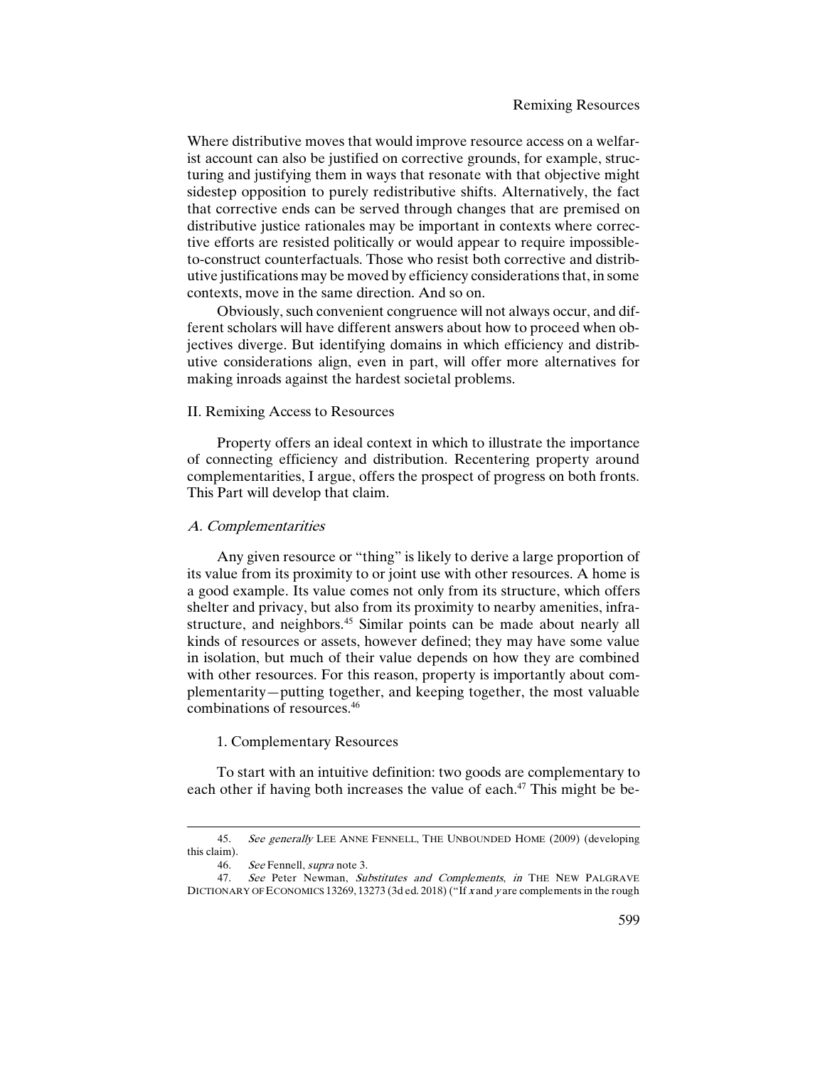Where distributive moves that would improve resource access on a welfarist account can also be justified on corrective grounds, for example, structuring and justifying them in ways that resonate with that objective might sidestep opposition to purely redistributive shifts. Alternatively, the fact that corrective ends can be served through changes that are premised on distributive justice rationales may be important in contexts where corrective efforts are resisted politically or would appear to require impossible-to-construct counterfactuals. Those who resist both corrective and distributive justifications may be moved by efficiency considerations that, in some contexts, move in the same direction. And so on.

Obviously, such convenient congruence will not always occur, and different scholars will have different answers about how to proceed when objectives diverge. But identifying domains in which efficiency and distributive considerations align, even in part, will offer more alternatives for making inroads against the hardest societal problems.

## II. Remixing Access to Resources

Property offers an ideal context in which to illustrate the importance of connecting efficiency and distribution. Recentering property around complementarities, I argue, offers the prospect of progress on both fronts. This Part will develop that claim.

### *A. Complementarities*

Any given resource or "thing" is likely to derive a large proportion of its value from its proximity to or joint use with other resources. A home is a good example. Its value comes not only from its structure, which offers shelter and privacy, but also from its proximity to nearby amenities, infrastructure, and neighbors.[45] Similar points can be made about nearly all kinds of resources or assets, however defined; they may have some value in isolation, but much of their value depends on how they are combined with other resources. For this reason, property is importantly about complementarity—putting together, and keeping together, the most valuable combinations of resources.[46]

#### 1. Complementary Resources

To start with an intuitive definition: two goods are complementary to each other if having both increases the value of each.[47] This might be be-

---

45. *See generally* LEE ANNE FENNELL, THE UNBOUNDED HOME (2009) (developing this claim).

46. *See* Fennell, *supra* note 3.

47. *See* Peter Newman, *Substitutes and Complements*, *in* THE NEW PALGRAVE DICTIONARY OF ECONOMICS 13269, 13273 (3d ed. 2018) ("If *x* and *y* are complements in the rough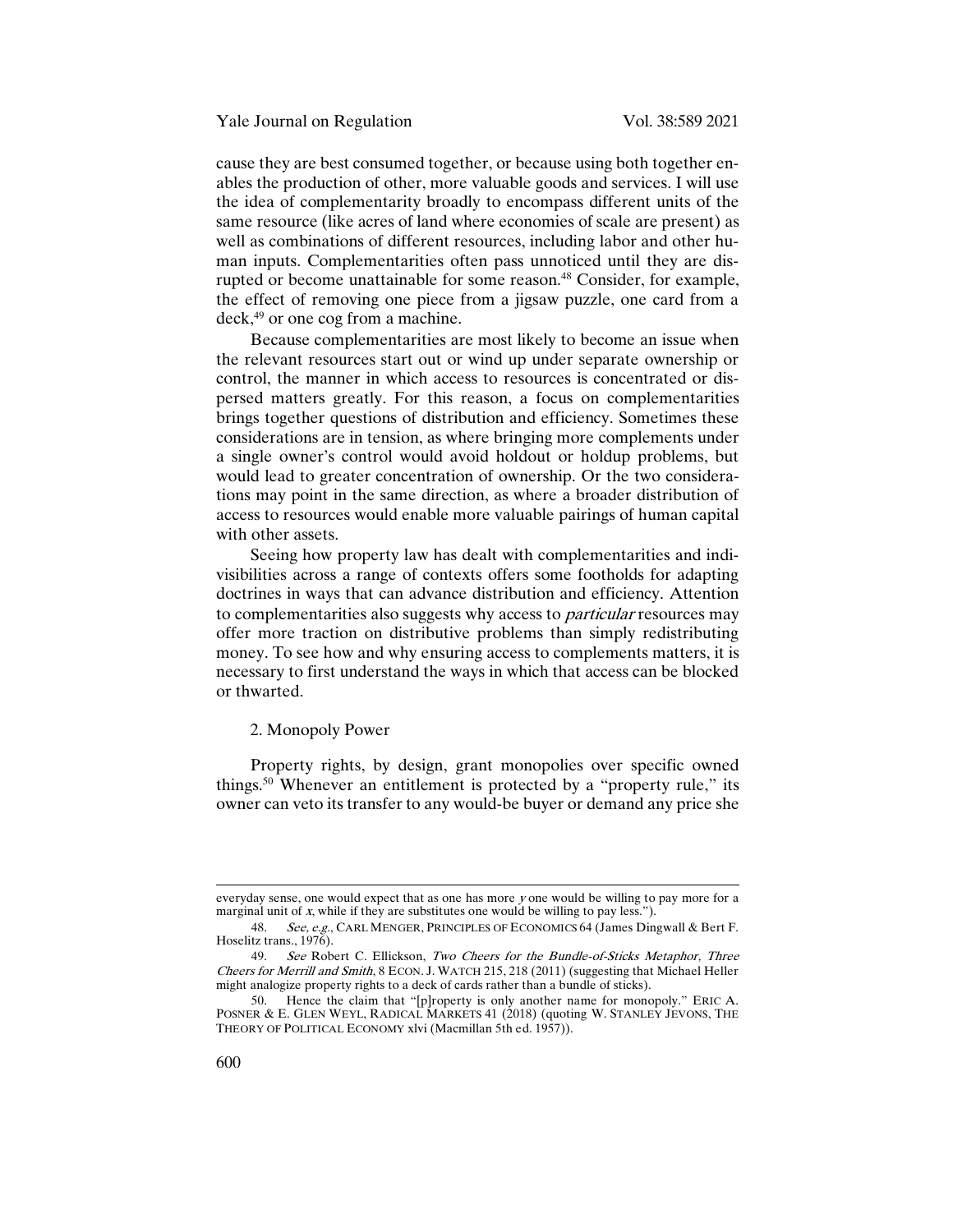cause they are best consumed together, or because using both together enables the production of other, more valuable goods and services. I will use the idea of complementarity broadly to encompass different units of the same resource (like acres of land where economies of scale are present) as well as combinations of different resources, including labor and other human inputs. Complementarities often pass unnoticed until they are disrupted or become unattainable for some reason.[48] Consider, for example, the effect of removing one piece from a jigsaw puzzle, one card from a deck,[49] or one cog from a machine.

Because complementarities are most likely to become an issue when the relevant resources start out or wind up under separate ownership or control, the manner in which access to resources is concentrated or dispersed matters greatly. For this reason, a focus on complementarities brings together questions of distribution and efficiency. Sometimes these considerations are in tension, as where bringing more complements under a single owner's control would avoid holdout or holdup problems, but would lead to greater concentration of ownership. Or the two considerations may point in the same direction, as where a broader distribution of access to resources would enable more valuable pairings of human capital with other assets.

Seeing how property law has dealt with complementarities and indivisibilities across a range of contexts offers some footholds for adapting doctrines in ways that can advance distribution and efficiency. Attention to complementarities also suggests why access to *particular* resources may offer more traction on distributive problems than simply redistributing money. To see how and why ensuring access to complements matters, it is necessary to first understand the ways in which that access can be blocked or thwarted.

2. Monopoly Power

Property rights, by design, grant monopolies over specific owned things.[50] Whenever an entitlement is protected by a "property rule," its owner can veto its transfer to any would-be buyer or demand any price she

---

everyday sense, one would expect that as one has more *y* one would be willing to pay more for a marginal unit of *x*, while if they are substitutes one would be willing to pay less.").

48. *See, e.g.*, CARL MENGER, PRINCIPLES OF ECONOMICS 64 (James Dingwall & Bert F. Hoselitz trans., 1976).

49. *See* Robert C. Ellickson, *Two Cheers for the Bundle-of-Sticks Metaphor, Three Cheers for Merrill and Smith*, 8 ECON. J. WATCH 215, 218 (2011) (suggesting that Michael Heller might analogize property rights to a deck of cards rather than a bundle of sticks).

50. Hence the claim that "[p]roperty is only another name for monopoly." ERIC A. POSNER & E. GLEN WEYL, RADICAL MARKETS 41 (2018) (quoting W. STANLEY JEVONS, THE THEORY OF POLITICAL ECONOMY xlvi (Macmillan 5th ed. 1957)).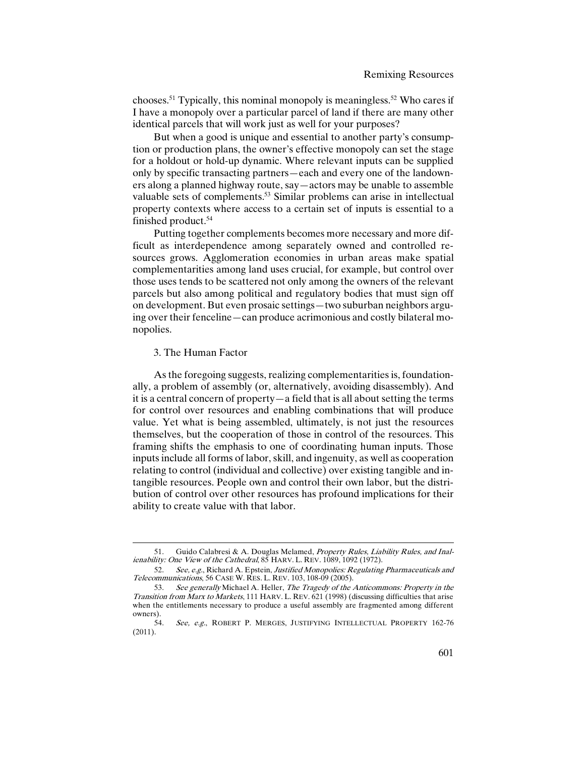chooses.[51] Typically, this nominal monopoly is meaningless.[52] Who cares if I have a monopoly over a particular parcel of land if there are many other identical parcels that will work just as well for your purposes?

But when a good is unique and essential to another party's consumption or production plans, the owner's effective monopoly can set the stage for a holdout or hold-up dynamic. Where relevant inputs can be supplied only by specific transacting partners—each and every one of the landowners along a planned highway route, say—actors may be unable to assemble valuable sets of complements.[53] Similar problems can arise in intellectual property contexts where access to a certain set of inputs is essential to a finished product.[54]

Putting together complements becomes more necessary and more difficult as interdependence among separately owned and controlled resources grows. Agglomeration economies in urban areas make spatial complementarities among land uses crucial, for example, but control over those uses tends to be scattered not only among the owners of the relevant parcels but also among political and regulatory bodies that must sign off on development. But even prosaic settings—two suburban neighbors arguing over their fenceline—can produce acrimonious and costly bilateral monopolies.

### 3. The Human Factor

As the foregoing suggests, realizing complementarities is, foundationally, a problem of assembly (or, alternatively, avoiding disassembly). And it is a central concern of property—a field that is all about setting the terms for control over resources and enabling combinations that will produce value. Yet what is being assembled, ultimately, is not just the resources themselves, but the cooperation of those in control of the resources. This framing shifts the emphasis to one of coordinating human inputs. Those inputs include all forms of labor, skill, and ingenuity, as well as cooperation relating to control (individual and collective) over existing tangible and intangible resources. People own and control their own labor, but the distribution of control over other resources has profound implications for their ability to create value with that labor.

---

51. Guido Calabresi & A. Douglas Melamed, *Property Rules, Liability Rules, and Inalienability: One View of the Cathedral*, 85 HARV. L. REV. 1089, 1092 (1972).

52. *See, e.g.*, Richard A. Epstein, *Justified Monopolies: Regulating Pharmaceuticals and Telecommunications*, 56 CASE W. RES. L. REV. 103, 108-09 (2005).

53. *See generally* Michael A. Heller, *The Tragedy of the Anticommons: Property in the Transition from Marx to Markets*, 111 HARV. L. REV. 621 (1998) (discussing difficulties that arise when the entitlements necessary to produce a useful assembly are fragmented among different owners).

54. *See, e.g.*, ROBERT P. MERGES, JUSTIFYING INTELLECTUAL PROPERTY 162-76 (2011).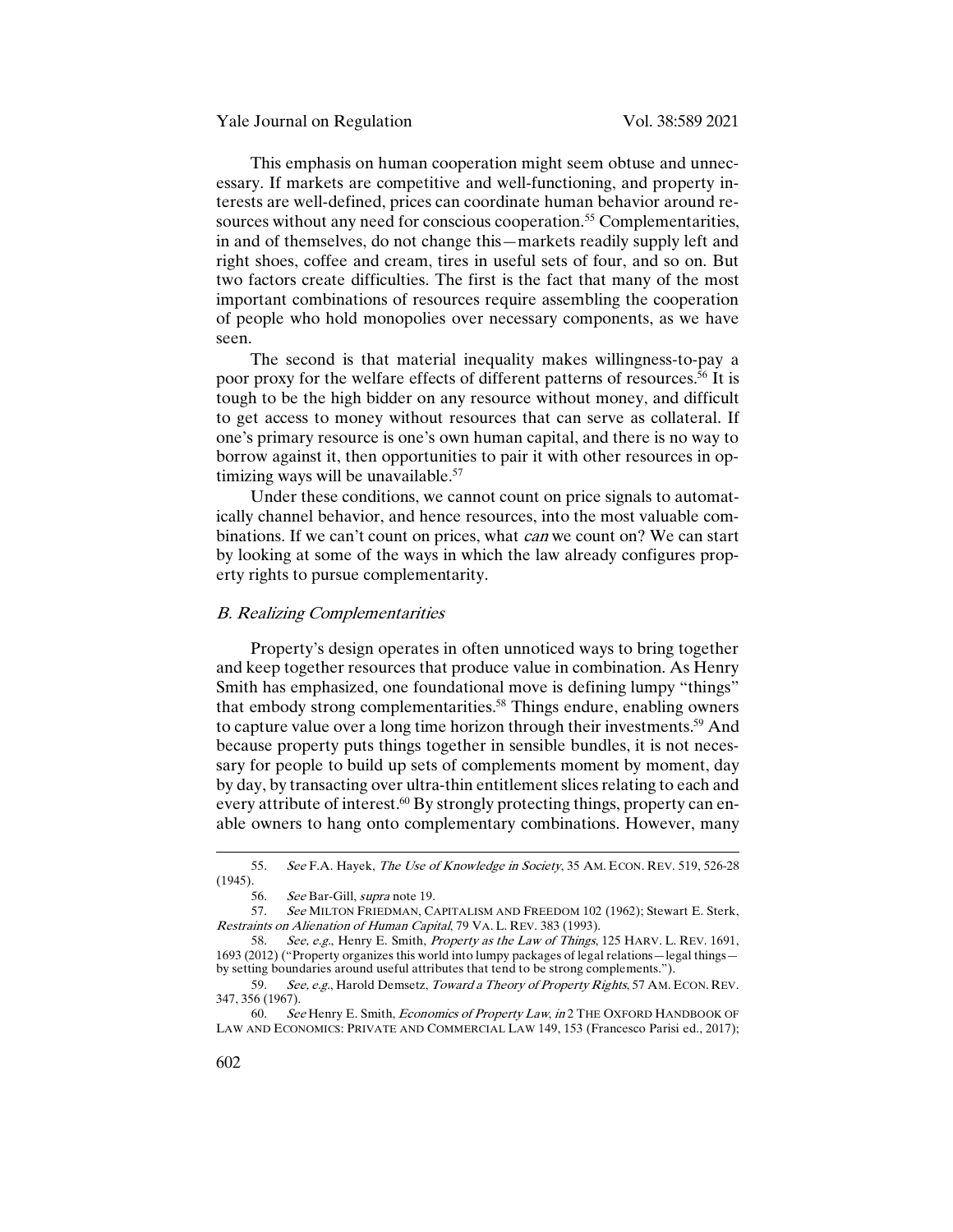This emphasis on human cooperation might seem obtuse and unnecessary. If markets are competitive and well-functioning, and property interests are well-defined, prices can coordinate human behavior around resources without any need for conscious cooperation.[55] Complementarities, in and of themselves, do not change this—markets readily supply left and right shoes, coffee and cream, tires in useful sets of four, and so on. But two factors create difficulties. The first is the fact that many of the most important combinations of resources require assembling the cooperation of people who hold monopolies over necessary components, as we have seen.

The second is that material inequality makes willingness-to-pay a poor proxy for the welfare effects of different patterns of resources.[56] It is tough to be the high bidder on any resource without money, and difficult to get access to money without resources that can serve as collateral. If one's primary resource is one's own human capital, and there is no way to borrow against it, then opportunities to pair it with other resources in optimizing ways will be unavailable.[57]

Under these conditions, we cannot count on price signals to automatically channel behavior, and hence resources, into the most valuable combinations. If we can't count on prices, what *can* we count on? We can start by looking at some of the ways in which the law already configures property rights to pursue complementarity.

### *B. Realizing Complementarities*

Property's design operates in often unnoticed ways to bring together and keep together resources that produce value in combination. As Henry Smith has emphasized, one foundational move is defining lumpy "things" that embody strong complementarities.[58] Things endure, enabling owners to capture value over a long time horizon through their investments.[59] And because property puts things together in sensible bundles, it is not necessary for people to build up sets of complements moment by moment, day by day, by transacting over ultra-thin entitlement slices relating to each and every attribute of interest.[60] By strongly protecting things, property can enable owners to hang onto complementary combinations. However, many

---

55. *See* F.A. Hayek, *The Use of Knowledge in Society*, 35 AM. ECON. REV. 519, 526-28 (1945).

56. *See* Bar-Gill, *supra* note 19.

57. *See* MILTON FRIEDMAN, CAPITALISM AND FREEDOM 102 (1962); Stewart E. Sterk, *Restraints on Alienation of Human Capital*, 79 VA. L. REV. 383 (1993).

58. *See, e.g.*, Henry E. Smith, *Property as the Law of Things*, 125 HARV. L. REV. 1691, 1693 (2012) ("Property organizes this world into lumpy packages of legal relations—legal things—by setting boundaries around useful attributes that tend to be strong complements.").

59. *See, e.g.*, Harold Demsetz, *Toward a Theory of Property Rights*, 57 AM. ECON. REV. 347, 356 (1967).

60. *See* Henry E. Smith, *Economics of Property Law*, *in* 2 THE OXFORD HANDBOOK OF LAW AND ECONOMICS: PRIVATE AND COMMERCIAL LAW 149, 153 (Francesco Parisi ed., 2017);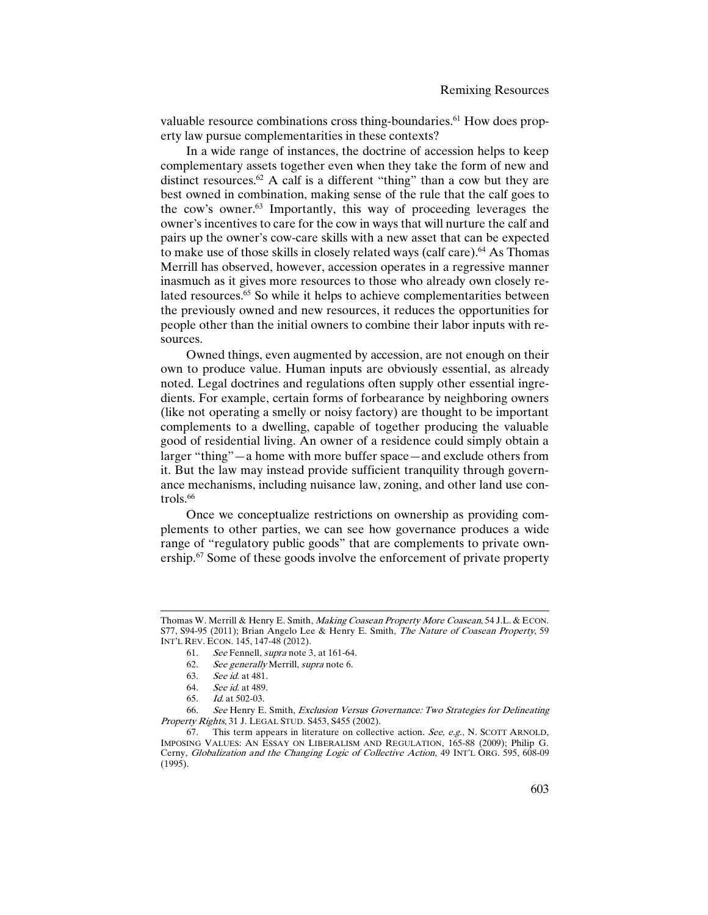valuable resource combinations cross thing-boundaries.[61] How does property law pursue complementarities in these contexts?

In a wide range of instances, the doctrine of accession helps to keep complementary assets together even when they take the form of new and distinct resources.[62] A calf is a different "thing" than a cow but they are best owned in combination, making sense of the rule that the calf goes to the cow's owner.[63] Importantly, this way of proceeding leverages the owner's incentives to care for the cow in ways that will nurture the calf and pairs up the owner's cow-care skills with a new asset that can be expected to make use of those skills in closely related ways (calf care).[64] As Thomas Merrill has observed, however, accession operates in a regressive manner inasmuch as it gives more resources to those who already own closely related resources.[65] So while it helps to achieve complementarities between the previously owned and new resources, it reduces the opportunities for people other than the initial owners to combine their labor inputs with resources.

Owned things, even augmented by accession, are not enough on their own to produce value. Human inputs are obviously essential, as already noted. Legal doctrines and regulations often supply other essential ingredients. For example, certain forms of forbearance by neighboring owners (like not operating a smelly or noisy factory) are thought to be important complements to a dwelling, capable of together producing the valuable good of residential living. An owner of a residence could simply obtain a larger "thing"—a home with more buffer space—and exclude others from it. But the law may instead provide sufficient tranquility through governance mechanisms, including nuisance law, zoning, and other land use controls.[66]

Once we conceptualize restrictions on ownership as providing complements to other parties, we can see how governance produces a wide range of "regulatory public goods" that are complements to private ownership.[67] Some of these goods involve the enforcement of private property

---

Thomas W. Merrill & Henry E. Smith, *Making Coasean Property More Coasean*, 54 J.L. & ECON. S77, S94-95 (2011); Brian Angelo Lee & Henry E. Smith, *The Nature of Coasean Property*, 59 INT'L REV. ECON. 145, 147-48 (2012).

61. *See* Fennell, *supra* note 3, at 161-64.

62. *See generally* Merrill, *supra* note 6.

63. *See id.* at 481.

64. *See id.* at 489.

65. *Id.* at 502-03.

66. *See* Henry E. Smith, *Exclusion Versus Governance: Two Strategies for Delineating Property Rights*, 31 J. LEGAL STUD. S453, S455 (2002).

67. This term appears in literature on collective action. *See, e.g.*, N. SCOTT ARNOLD, IMPOSING VALUES: AN ESSAY ON LIBERALISM AND REGULATION, 165-88 (2009); Philip G. Cerny, *Globalization and the Changing Logic of Collective Action*, 49 INT'L ORG. 595, 608-09 (1995).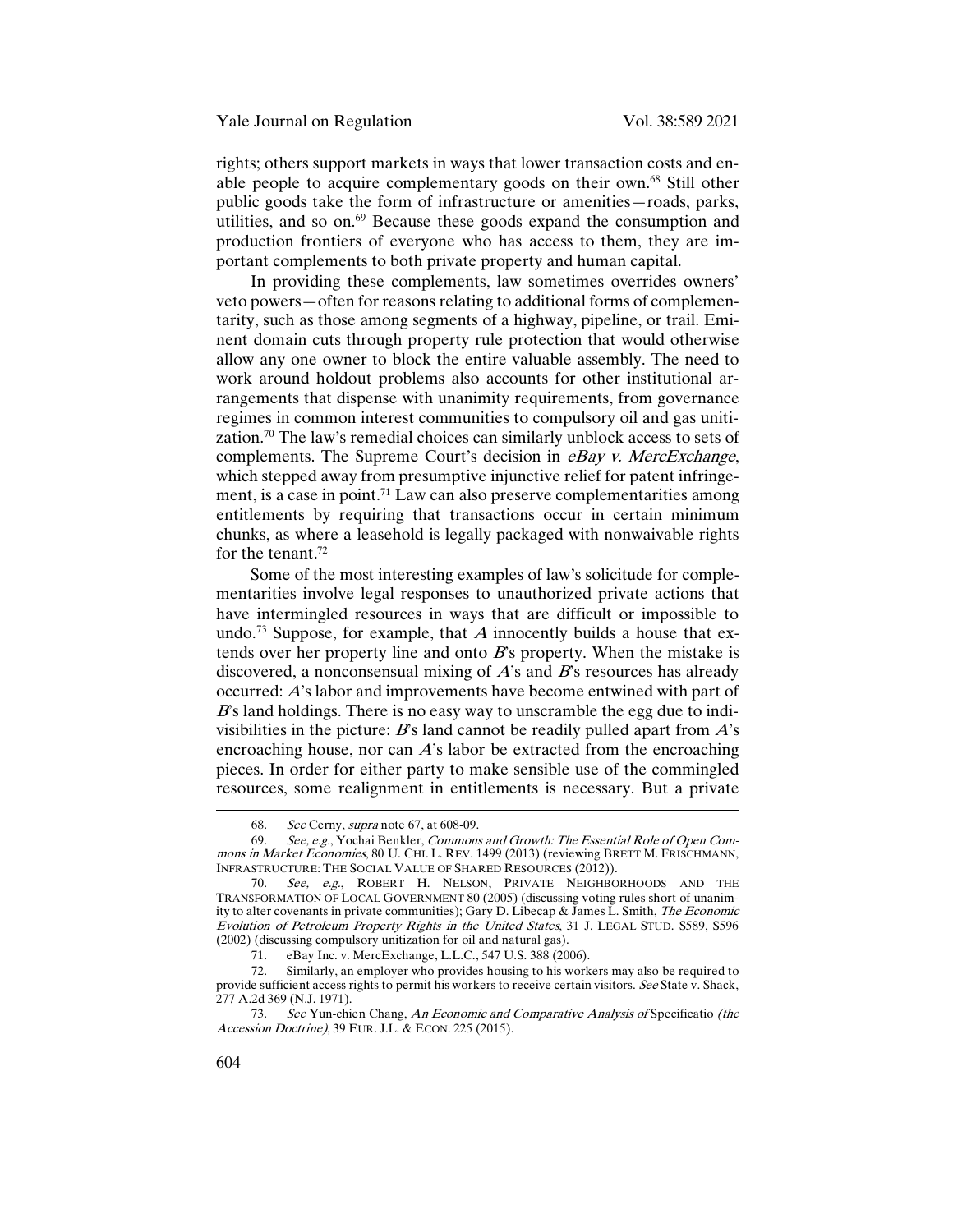rights; others support markets in ways that lower transaction costs and enable people to acquire complementary goods on their own.[68] Still other public goods take the form of infrastructure or amenities—roads, parks, utilities, and so on.[69] Because these goods expand the consumption and production frontiers of everyone who has access to them, they are important complements to both private property and human capital.

In providing these complements, law sometimes overrides owners' veto powers—often for reasons relating to additional forms of complementarity, such as those among segments of a highway, pipeline, or trail. Eminent domain cuts through property rule protection that would otherwise allow any one owner to block the entire valuable assembly. The need to work around holdout problems also accounts for other institutional arrangements that dispense with unanimity requirements, from governance regimes in common interest communities to compulsory oil and gas unitization.[70] The law's remedial choices can similarly unblock access to sets of complements. The Supreme Court's decision in *eBay v. MercExchange*, which stepped away from presumptive injunctive relief for patent infringement, is a case in point.[71] Law can also preserve complementarities among entitlements by requiring that transactions occur in certain minimum chunks, as where a leasehold is legally packaged with nonwaivable rights for the tenant.[72]

Some of the most interesting examples of law's solicitude for complementarities involve legal responses to unauthorized private actions that have intermingled resources in ways that are difficult or impossible to undo.[73] Suppose, for example, that *A* innocently builds a house that extends over her property line and onto *B*'s property. When the mistake is discovered, a nonconsensual mixing of *A*'s and *B*'s resources has already occurred: *A*'s labor and improvements have become entwined with part of *B*'s land holdings. There is no easy way to unscramble the egg due to indivisibilities in the picture: *B*'s land cannot be readily pulled apart from *A*'s encroaching house, nor can *A*'s labor be extracted from the encroaching pieces. In order for either party to make sensible use of the commingled resources, some realignment in entitlements is necessary. But a private

---

68. *See* Cerny, *supra* note 67, at 608-09.

69. *See, e.g.*, Yochai Benkler, *Commons and Growth: The Essential Role of Open Commons in Market Economies*, 80 U. CHI. L. REV. 1499 (2013) (reviewing BRETT M. FRISCHMANN, INFRASTRUCTURE: THE SOCIAL VALUE OF SHARED RESOURCES (2012)).

70. *See, e.g.*, ROBERT H. NELSON, PRIVATE NEIGHBORHOODS AND THE TRANSFORMATION OF LOCAL GOVERNMENT 80 (2005) (discussing voting rules short of unanimity to alter covenants in private communities); Gary D. Libecap & James L. Smith, *The Economic Evolution of Petroleum Property Rights in the United States*, 31 J. LEGAL STUD. S589, S596 (2002) (discussing compulsory unitization for oil and natural gas).

71. eBay Inc. v. MercExchange, L.L.C., 547 U.S. 388 (2006).

72. Similarly, an employer who provides housing to his workers may also be required to provide sufficient access rights to permit his workers to receive certain visitors. *See* State v. Shack, 277 A.2d 369 (N.J. 1971).

73. *See* Yun-chien Chang, *An Economic and Comparative Analysis of* Specificatio *(the Accession Doctrine)*, 39 EUR. J.L. & ECON. 225 (2015).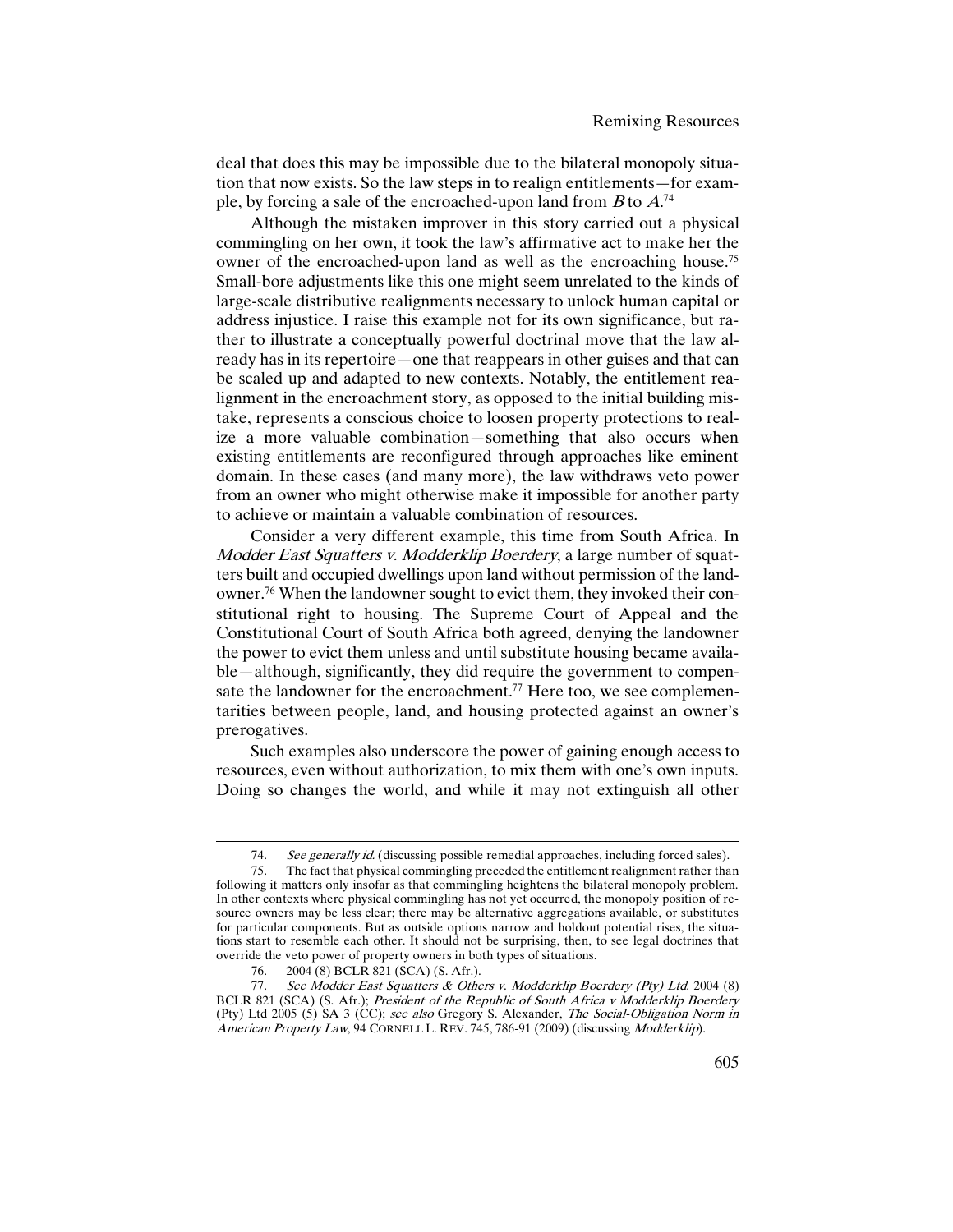deal that does this may be impossible due to the bilateral monopoly situation that now exists. So the law steps in to realign entitlements—for example, by forcing a sale of the encroached-upon land from *B* to *A*.[74]

Although the mistaken improver in this story carried out a physical commingling on her own, it took the law's affirmative act to make her the owner of the encroached-upon land as well as the encroaching house.[75] Small-bore adjustments like this one might seem unrelated to the kinds of large-scale distributive realignments necessary to unlock human capital or address injustice. I raise this example not for its own significance, but rather to illustrate a conceptually powerful doctrinal move that the law already has in its repertoire—one that reappears in other guises and that can be scaled up and adapted to new contexts. Notably, the entitlement realignment in the encroachment story, as opposed to the initial building mistake, represents a conscious choice to loosen property protections to realize a more valuable combination—something that also occurs when existing entitlements are reconfigured through approaches like eminent domain. In these cases (and many more), the law withdraws veto power from an owner who might otherwise make it impossible for another party to achieve or maintain a valuable combination of resources.

Consider a very different example, this time from South Africa. In *Modder East Squatters v. Modderklip Boerdery*, a large number of squatters built and occupied dwellings upon land without permission of the landowner.[76] When the landowner sought to evict them, they invoked their constitutional right to housing. The Supreme Court of Appeal and the Constitutional Court of South Africa both agreed, denying the landowner the power to evict them unless and until substitute housing became available—although, significantly, they did require the government to compensate the landowner for the encroachment.[77] Here too, we see complementarities between people, land, and housing protected against an owner's prerogatives.

Such examples also underscore the power of gaining enough access to resources, even without authorization, to mix them with one's own inputs. Doing so changes the world, and while it may not extinguish all other

---

74. *See generally id.* (discussing possible remedial approaches, including forced sales).

75. The fact that physical commingling preceded the entitlement realignment rather than following it matters only insofar as that commingling heightens the bilateral monopoly problem. In other contexts where physical commingling has not yet occurred, the monopoly position of resource owners may be less clear; there may be alternative aggregations available, or substitutes for particular components. But as outside options narrow and holdout potential rises, the situations start to resemble each other. It should not be surprising, then, to see legal doctrines that override the veto power of property owners in both types of situations.

76. 2004 (8) BCLR 821 (SCA) (S. Afr.).

77. *See Modder East Squatters & Others v. Modderklip Boerdery (Pty) Ltd.* 2004 (8) BCLR 821 (SCA) (S. Afr.); *President of the Republic of South Africa v Modderklip Boerdery* (Pty) Ltd 2005 (5) SA 3 (CC); *see also* Gregory S. Alexander, *The Social-Obligation Norm in American Property Law*, 94 CORNELL L. REV. 745, 786-91 (2009) (discussing *Modderklip*).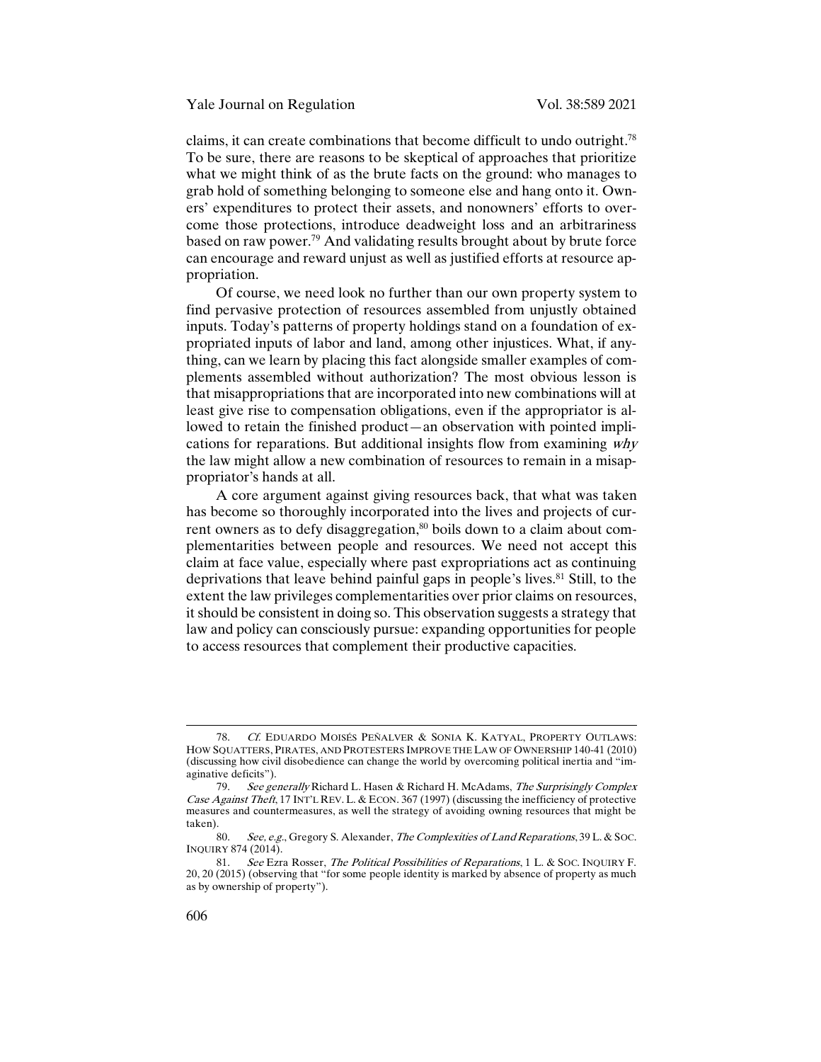claims, it can create combinations that become difficult to undo outright.[78] To be sure, there are reasons to be skeptical of approaches that prioritize what we might think of as the brute facts on the ground: who manages to grab hold of something belonging to someone else and hang onto it. Owners' expenditures to protect their assets, and nonowners' efforts to overcome those protections, introduce deadweight loss and an arbitrariness based on raw power.[79] And validating results brought about by brute force can encourage and reward unjust as well as justified efforts at resource appropriation.

Of course, we need look no further than our own property system to find pervasive protection of resources assembled from unjustly obtained inputs. Today's patterns of property holdings stand on a foundation of expropriated inputs of labor and land, among other injustices. What, if anything, can we learn by placing this fact alongside smaller examples of complements assembled without authorization? The most obvious lesson is that misappropriations that are incorporated into new combinations will at least give rise to compensation obligations, even if the appropriator is allowed to retain the finished product—an observation with pointed implications for reparations. But additional insights flow from examining *why* the law might allow a new combination of resources to remain in a misappropriator's hands at all.

A core argument against giving resources back, that what was taken has become so thoroughly incorporated into the lives and projects of current owners as to defy disaggregation,[80] boils down to a claim about complementarities between people and resources. We need not accept this claim at face value, especially where past expropriations act as continuing deprivations that leave behind painful gaps in people's lives.[81] Still, to the extent the law privileges complementarities over prior claims on resources, it should be consistent in doing so. This observation suggests a strategy that law and policy can consciously pursue: expanding opportunities for people to access resources that complement their productive capacities.

---

78. *Cf.* EDUARDO MOISÉS PEÑALVER & SONIA K. KATYAL, PROPERTY OUTLAWS: HOW SQUATTERS, PIRATES, AND PROTESTERS IMPROVE THE LAW OF OWNERSHIP 140-41 (2010) (discussing how civil disobedience can change the world by overcoming political inertia and "imaginative deficits").

79. *See generally* Richard L. Hasen & Richard H. McAdams, *The Surprisingly Complex Case Against Theft*, 17 INT'L REV. L. & ECON. 367 (1997) (discussing the inefficiency of protective measures and countermeasures, as well the strategy of avoiding owning resources that might be taken).

80. *See, e.g.*, Gregory S. Alexander, *The Complexities of Land Reparations*, 39 L. & SOC. INQUIRY 874 (2014).

81. *See* Ezra Rosser, *The Political Possibilities of Reparations*, 1 L. & SOC. INQUIRY F. 20, 20 (2015) (observing that "for some people identity is marked by absence of property as much as by ownership of property").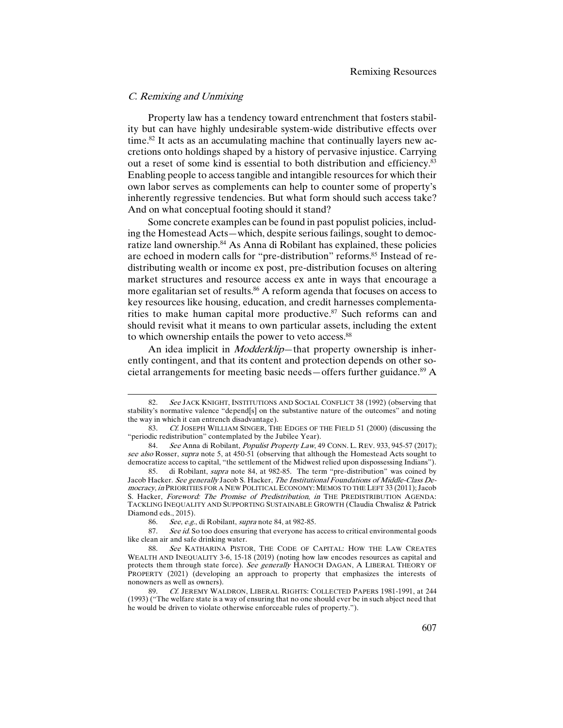### *C. Remixing and Unmixing*

Property law has a tendency toward entrenchment that fosters stability but can have highly undesirable system-wide distributive effects over time.[82] It acts as an accumulating machine that continually layers new accretions onto holdings shaped by a history of pervasive injustice. Carrying out a reset of some kind is essential to both distribution and efficiency.[83] Enabling people to access tangible and intangible resources for which their own labor serves as complements can help to counter some of property's inherently regressive tendencies. But what form should such access take? And on what conceptual footing should it stand?

Some concrete examples can be found in past populist policies, including the Homestead Acts—which, despite serious failings, sought to democratize land ownership.[84] As Anna di Robilant has explained, these policies are echoed in modern calls for "pre-distribution" reforms.[85] Instead of redistributing wealth or income ex post, pre-distribution focuses on altering market structures and resource access ex ante in ways that encourage a more egalitarian set of results.[86] A reform agenda that focuses on access to key resources like housing, education, and credit harnesses complementarities to make human capital more productive.[87] Such reforms can and should revisit what it means to own particular assets, including the extent to which ownership entails the power to veto access.[88]

An idea implicit in *Modderklip*—that property ownership is inherently contingent, and that its content and protection depends on other societal arrangements for meeting basic needs—offers further guidance.[89] A

---

82. *See* JACK KNIGHT, INSTITUTIONS AND SOCIAL CONFLICT 38 (1992) (observing that stability's normative valence "depend[s] on the substantive nature of the outcomes" and noting the way in which it can entrench disadvantage).

83. *Cf.* JOSEPH WILLIAM SINGER, THE EDGES OF THE FIELD 51 (2000) (discussing the "periodic redistribution" contemplated by the Jubilee Year).

84. *See* Anna di Robilant, *Populist Property Law*, 49 CONN. L. REV. 933, 945-57 (2017); *see also* Rosser, *supra* note 5, at 450-51 (observing that although the Homestead Acts sought to democratize access to capital, "the settlement of the Midwest relied upon dispossessing Indians").

85. di Robilant, *supra* note 84, at 982-85. The term "pre-distribution" was coined by Jacob Hacker. *See generally* Jacob S. Hacker, *The Institutional Foundations of Middle-Class Democracy*, *in* PRIORITIES FOR A NEW POLITICAL ECONOMY: MEMOS TO THE LEFT 33 (2011); Jacob S. Hacker, *Foreword: The Promise of Predistribution*, *in* THE PREDISTRIBUTION AGENDA: TACKLING INEQUALITY AND SUPPORTING SUSTAINABLE GROWTH (Claudia Chwalisz & Patrick Diamond eds., 2015).

86. *See, e.g.*, di Robilant, *supra* note 84, at 982-85.

87. *See id.* So too does ensuring that everyone has access to critical environmental goods like clean air and safe drinking water.

88. *See* KATHARINA PISTOR, THE CODE OF CAPITAL: HOW THE LAW CREATES WEALTH AND INEQUALITY 3-6, 15-18 (2019) (noting how law encodes resources as capital and protects them through state force). *See generally* HANOCH DAGAN, A LIBERAL THEORY OF PROPERTY (2021) (developing an approach to property that emphasizes the interests of nonowners as well as owners).

89. *Cf.* JEREMY WALDRON, LIBERAL RIGHTS: COLLECTED PAPERS 1981-1991, at 244 (1993) ("The welfare state is a way of ensuring that no one should ever be in such abject need that he would be driven to violate otherwise enforceable rules of property.").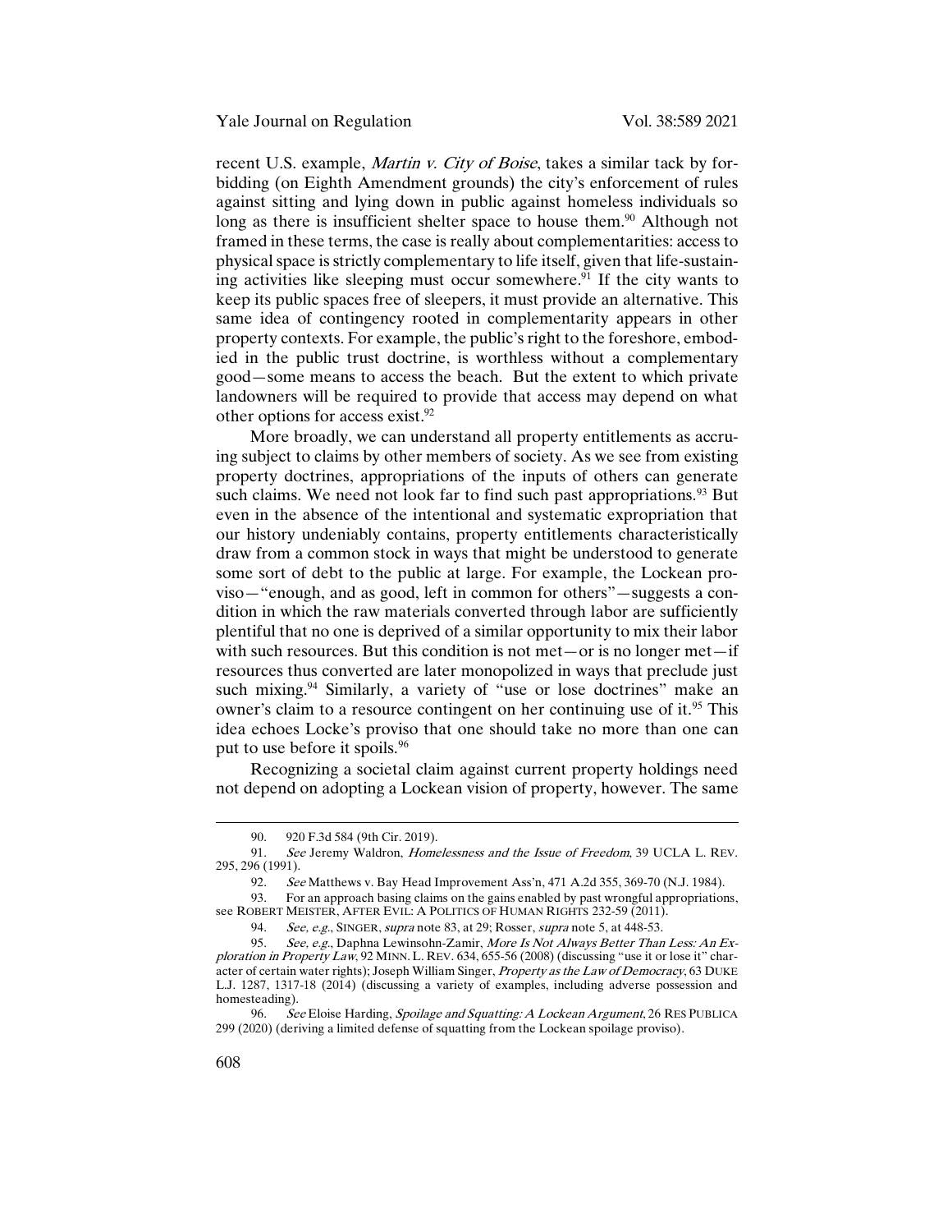recent U.S. example, *Martin v. City of Boise*, takes a similar tack by forbidding (on Eighth Amendment grounds) the city's enforcement of rules against sitting and lying down in public against homeless individuals so long as there is insufficient shelter space to house them.[90] Although not framed in these terms, the case is really about complementarities: access to physical space is strictly complementary to life itself, given that life-sustaining activities like sleeping must occur somewhere.[91] If the city wants to keep its public spaces free of sleepers, it must provide an alternative. This same idea of contingency rooted in complementarity appears in other property contexts. For example, the public's right to the foreshore, embodied in the public trust doctrine, is worthless without a complementary good—some means to access the beach. But the extent to which private landowners will be required to provide that access may depend on what other options for access exist.[92]

More broadly, we can understand all property entitlements as accruing subject to claims by other members of society. As we see from existing property doctrines, appropriations of the inputs of others can generate such claims. We need not look far to find such past appropriations.[93] But even in the absence of the intentional and systematic expropriation that our history undeniably contains, property entitlements characteristically draw from a common stock in ways that might be understood to generate some sort of debt to the public at large. For example, the Lockean proviso—"enough, and as good, left in common for others"—suggests a condition in which the raw materials converted through labor are sufficiently plentiful that no one is deprived of a similar opportunity to mix their labor with such resources. But this condition is not met—or is no longer met—if resources thus converted are later monopolized in ways that preclude just such mixing.[94] Similarly, a variety of "use or lose doctrines" make an owner's claim to a resource contingent on her continuing use of it.[95] This idea echoes Locke's proviso that one should take no more than one can put to use before it spoils.[96]

Recognizing a societal claim against current property holdings need not depend on adopting a Lockean vision of property, however. The same

---

90. 920 F.3d 584 (9th Cir. 2019).

91. *See* Jeremy Waldron, *Homelessness and the Issue of Freedom*, 39 UCLA L. REV. 295, 296 (1991).

92. *See* Matthews v. Bay Head Improvement Ass'n, 471 A.2d 355, 369-70 (N.J. 1984).

93. For an approach basing claims on the gains enabled by past wrongful appropriations, see ROBERT MEISTER, AFTER EVIL: A POLITICS OF HUMAN RIGHTS 232-59 (2011).

94. *See, e.g.*, SINGER, *supra* note 83, at 29; Rosser, *supra* note 5, at 448-53.

95. *See, e.g.*, Daphna Lewinsohn-Zamir, *More Is Not Always Better Than Less: An Exploration in Property Law*, 92 MINN. L. REV. 634, 655-56 (2008) (discussing "use it or lose it" character of certain water rights); Joseph William Singer, *Property as the Law of Democracy*, 63 DUKE L.J. 1287, 1317-18 (2014) (discussing a variety of examples, including adverse possession and homesteading).

96. *See* Eloise Harding, *Spoilage and Squatting: A Lockean Argument*, 26 RES PUBLICA 299 (2020) (deriving a limited defense of squatting from the Lockean spoilage proviso).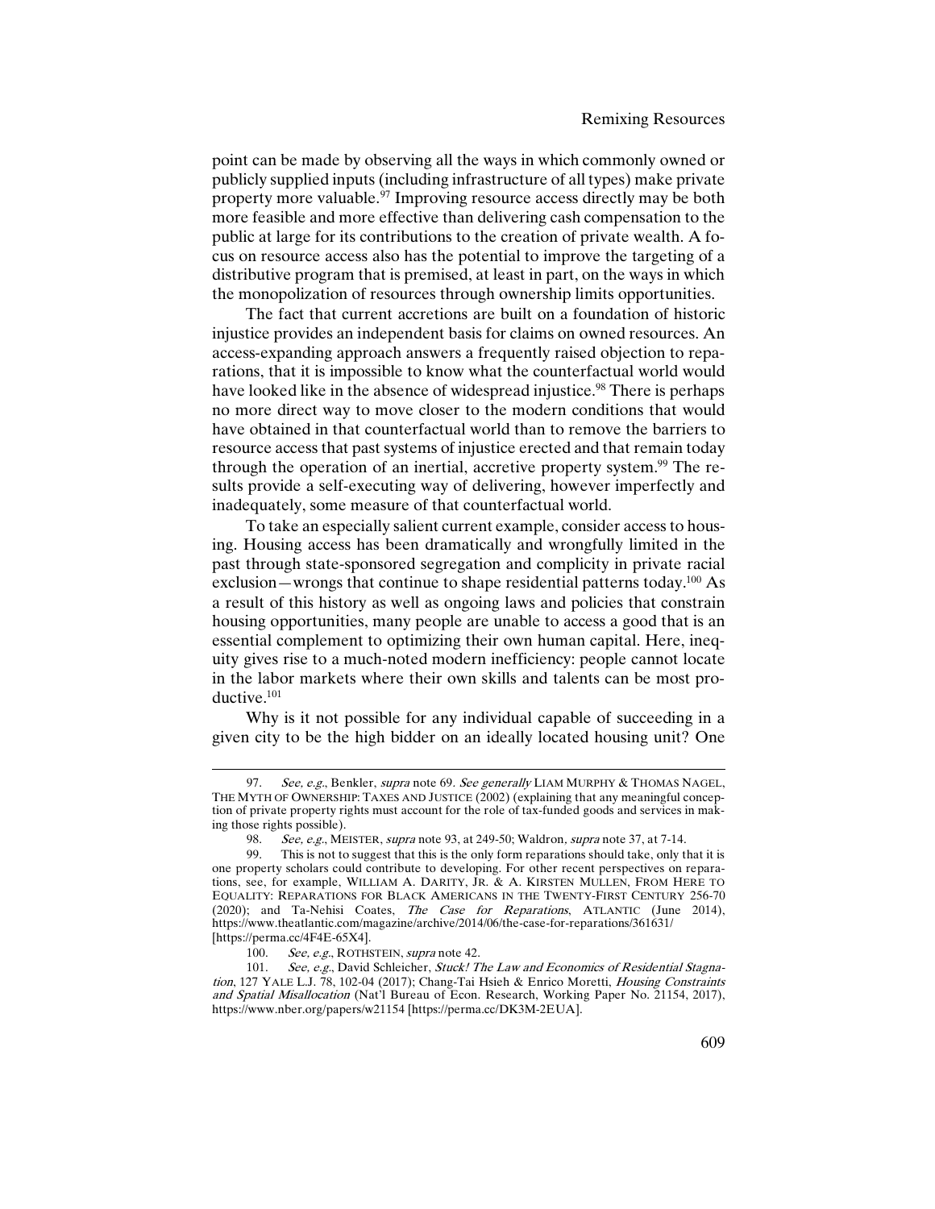point can be made by observing all the ways in which commonly owned or publicly supplied inputs (including infrastructure of all types) make private property more valuable.[97] Improving resource access directly may be both more feasible and more effective than delivering cash compensation to the public at large for its contributions to the creation of private wealth. A focus on resource access also has the potential to improve the targeting of a distributive program that is premised, at least in part, on the ways in which the monopolization of resources through ownership limits opportunities.

The fact that current accretions are built on a foundation of historic injustice provides an independent basis for claims on owned resources. An access-expanding approach answers a frequently raised objection to reparations, that it is impossible to know what the counterfactual world would have looked like in the absence of widespread injustice.[98] There is perhaps no more direct way to move closer to the modern conditions that would have obtained in that counterfactual world than to remove the barriers to resource access that past systems of injustice erected and that remain today through the operation of an inertial, accretive property system.[99] The results provide a self-executing way of delivering, however imperfectly and inadequately, some measure of that counterfactual world.

To take an especially salient current example, consider access to housing. Housing access has been dramatically and wrongfully limited in the past through state-sponsored segregation and complicity in private racial exclusion—wrongs that continue to shape residential patterns today.[100] As a result of this history as well as ongoing laws and policies that constrain housing opportunities, many people are unable to access a good that is an essential complement to optimizing their own human capital. Here, inequity gives rise to a much-noted modern inefficiency: people cannot locate in the labor markets where their own skills and talents can be most productive.[101]

Why is it not possible for any individual capable of succeeding in a given city to be the high bidder on an ideally located housing unit? One

---

97. *See, e.g.*, Benkler, *supra* note 69. *See generally* LIAM MURPHY & THOMAS NAGEL, THE MYTH OF OWNERSHIP: TAXES AND JUSTICE (2002) (explaining that any meaningful conception of private property rights must account for the role of tax-funded goods and services in making those rights possible).

98. *See, e.g.*, MEISTER, *supra* note 93, at 249-50; Waldron, *supra* note 37, at 7-14.

99. This is not to suggest that this is the only form reparations should take, only that it is one property scholars could contribute to developing. For other recent perspectives on reparations, see, for example, WILLIAM A. DARITY, JR. & A. KIRSTEN MULLEN, FROM HERE TO EQUALITY: REPARATIONS FOR BLACK AMERICANS IN THE TWENTY-FIRST CENTURY 256-70 (2020); and Ta-Nehisi Coates, *The Case for Reparations*, ATLANTIC (June 2014), https://www.theatlantic.com/magazine/archive/2014/06/the-case-for-reparations/361631/ [https://perma.cc/4F4E-65X4].

100. *See, e.g.*, ROTHSTEIN, *supra* note 42.

101. *See, e.g.*, David Schleicher, *Stuck! The Law and Economics of Residential Stagnation*, 127 YALE L.J. 78, 102-04 (2017); Chang-Tai Hsieh & Enrico Moretti, *Housing Constraints and Spatial Misallocation* (Nat'l Bureau of Econ. Research, Working Paper No. 21154, 2017), https://www.nber.org/papers/w21154 [https://perma.cc/DK3M-2EUA].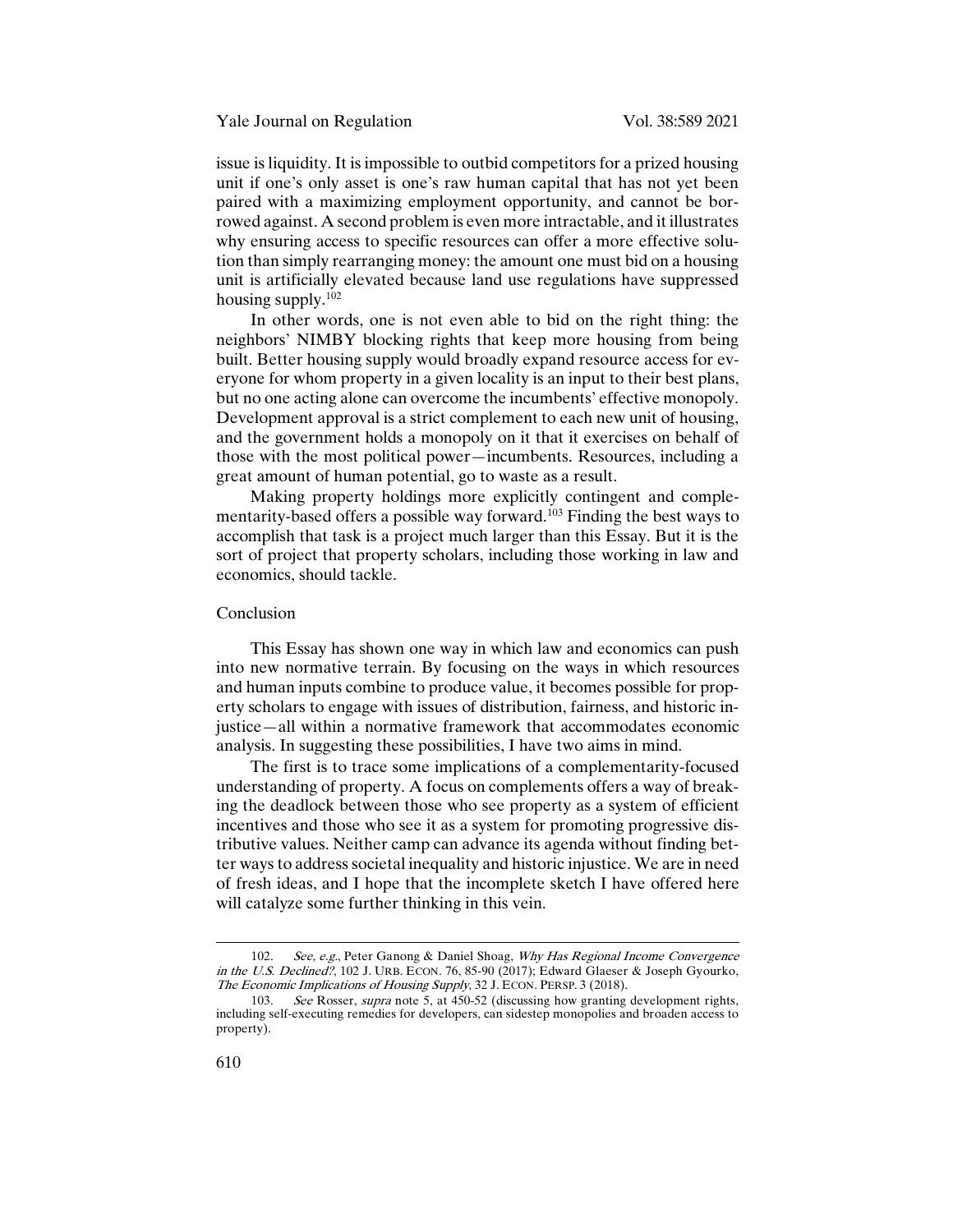issue is liquidity. It is impossible to outbid competitors for a prized housing unit if one's only asset is one's raw human capital that has not yet been paired with a maximizing employment opportunity, and cannot be borrowed against. A second problem is even more intractable, and it illustrates why ensuring access to specific resources can offer a more effective solution than simply rearranging money: the amount one must bid on a housing unit is artificially elevated because land use regulations have suppressed housing supply.[102]

In other words, one is not even able to bid on the right thing: the neighbors' NIMBY blocking rights that keep more housing from being built. Better housing supply would broadly expand resource access for everyone for whom property in a given locality is an input to their best plans, but no one acting alone can overcome the incumbents' effective monopoly. Development approval is a strict complement to each new unit of housing, and the government holds a monopoly on it that it exercises on behalf of those with the most political power—incumbents. Resources, including a great amount of human potential, go to waste as a result.

Making property holdings more explicitly contingent and complementarity-based offers a possible way forward.[103] Finding the best ways to accomplish that task is a project much larger than this Essay. But it is the sort of project that property scholars, including those working in law and economics, should tackle.

## Conclusion

This Essay has shown one way in which law and economics can push into new normative terrain. By focusing on the ways in which resources and human inputs combine to produce value, it becomes possible for property scholars to engage with issues of distribution, fairness, and historic injustice—all within a normative framework that accommodates economic analysis. In suggesting these possibilities, I have two aims in mind.

The first is to trace some implications of a complementarity-focused understanding of property. A focus on complements offers a way of breaking the deadlock between those who see property as a system of efficient incentives and those who see it as a system for promoting progressive distributive values. Neither camp can advance its agenda without finding better ways to address societal inequality and historic injustice. We are in need of fresh ideas, and I hope that the incomplete sketch I have offered here will catalyze some further thinking in this vein.

---

102. *See, e.g.*, Peter Ganong & Daniel Shoag, *Why Has Regional Income Convergence in the U.S. Declined?*, 102 J. URB. ECON. 76, 85-90 (2017); Edward Glaeser & Joseph Gyourko, *The Economic Implications of Housing Supply*, 32 J. ECON. PERSP. 3 (2018).

103. *See* Rosser, *supra* note 5, at 450-52 (discussing how granting development rights, including self-executing remedies for developers, can sidestep monopolies and broaden access to property).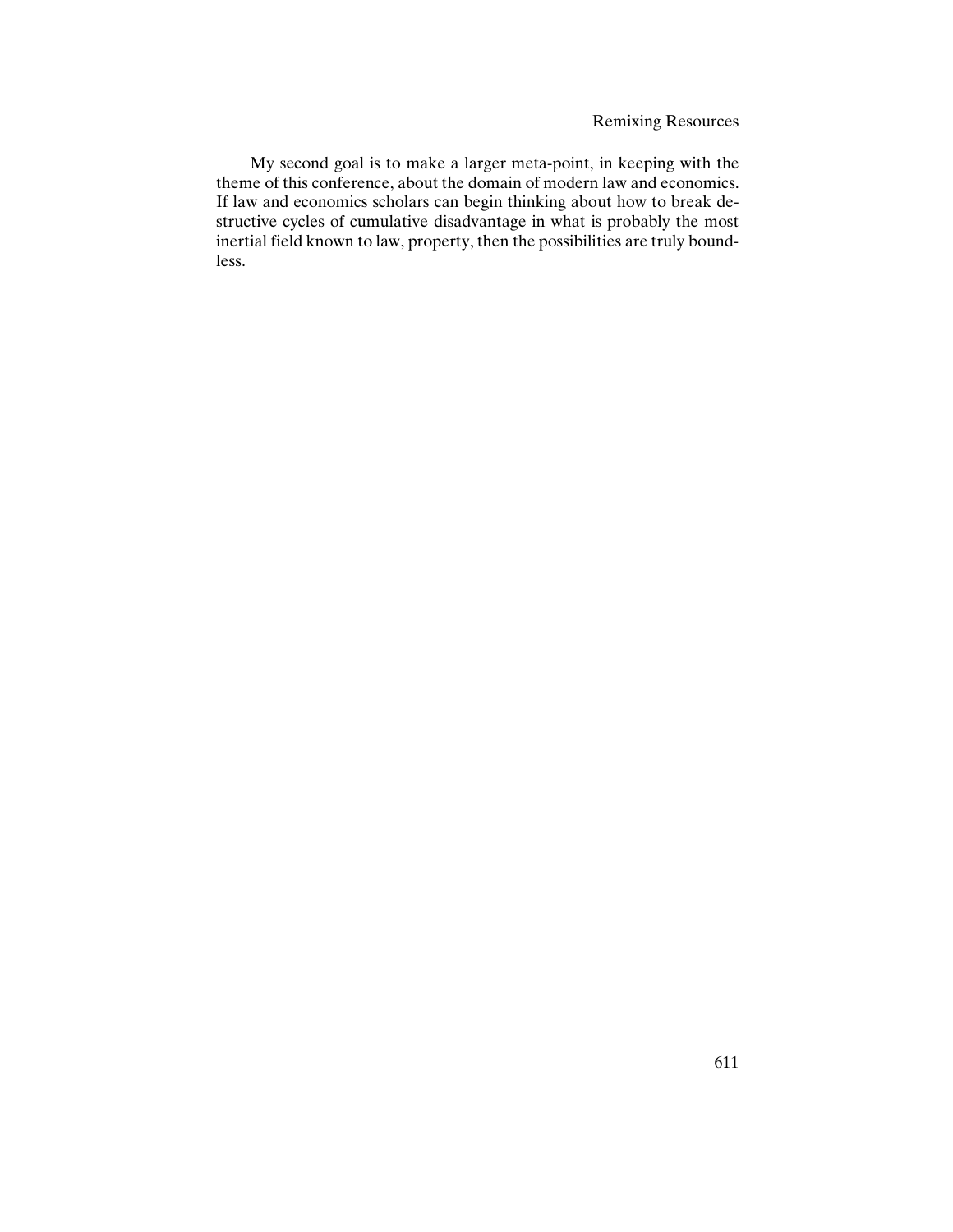My second goal is to make a larger meta-point, in keeping with the theme of this conference, about the domain of modern law and economics. If law and economics scholars can begin thinking about how to break destructive cycles of cumulative disadvantage in what is probably the most inertial field known to law, property, then the possibilities are truly boundless.